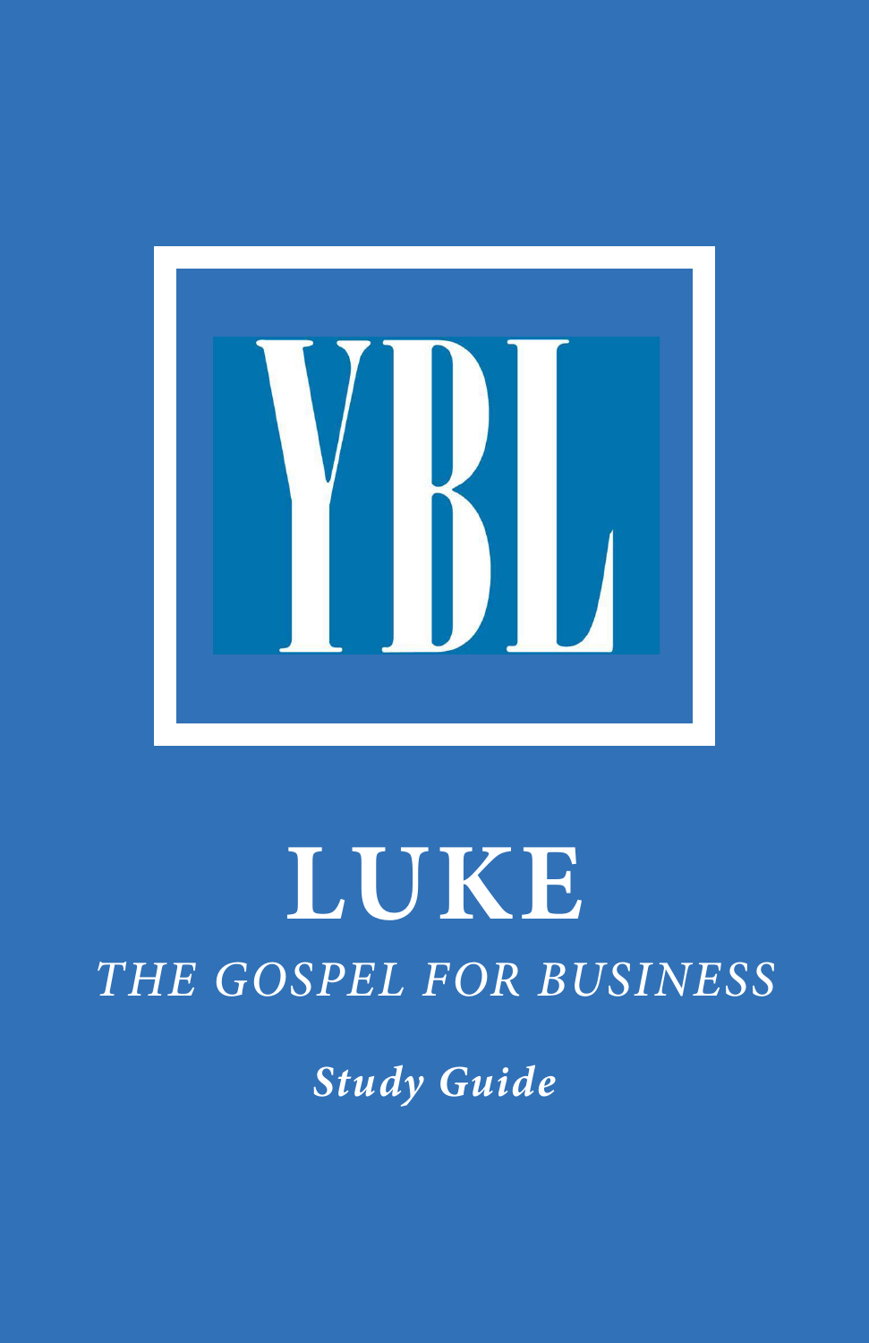YBL

# LUKE

## *THE GOSPEL FOR BUSINESS*

***Study Guide***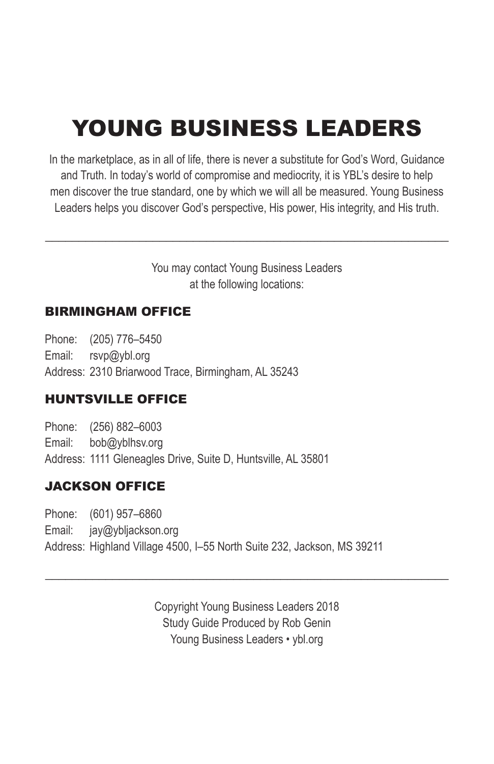# YOUNG BUSINESS LEADERS

In the marketplace, as in all of life, there is never a substitute for God's Word, Guidance and Truth. In today's world of compromise and mediocrity, it is YBL's desire to help men discover the true standard, one by which we will all be measured. Young Business Leaders helps you discover God's perspective, His power, His integrity, and His truth.

---

You may contact Young Business Leaders at the following locations:

## BIRMINGHAM OFFICE

Phone: (205) 776–5450
Email: rsvp@ybl.org
Address: 2310 Briarwood Trace, Birmingham, AL 35243

## HUNTSVILLE OFFICE

Phone: (256) 882–6003
Email: bob@yblhsv.org
Address: 1111 Gleneagles Drive, Suite D, Huntsville, AL 35801

## JACKSON OFFICE

Phone: (601) 957–6860
Email: jay@ybljackson.org
Address: Highland Village 4500, I–55 North Suite 232, Jackson, MS 39211

---

Copyright Young Business Leaders 2018
Study Guide Produced by Rob Genin
Young Business Leaders • ybl.org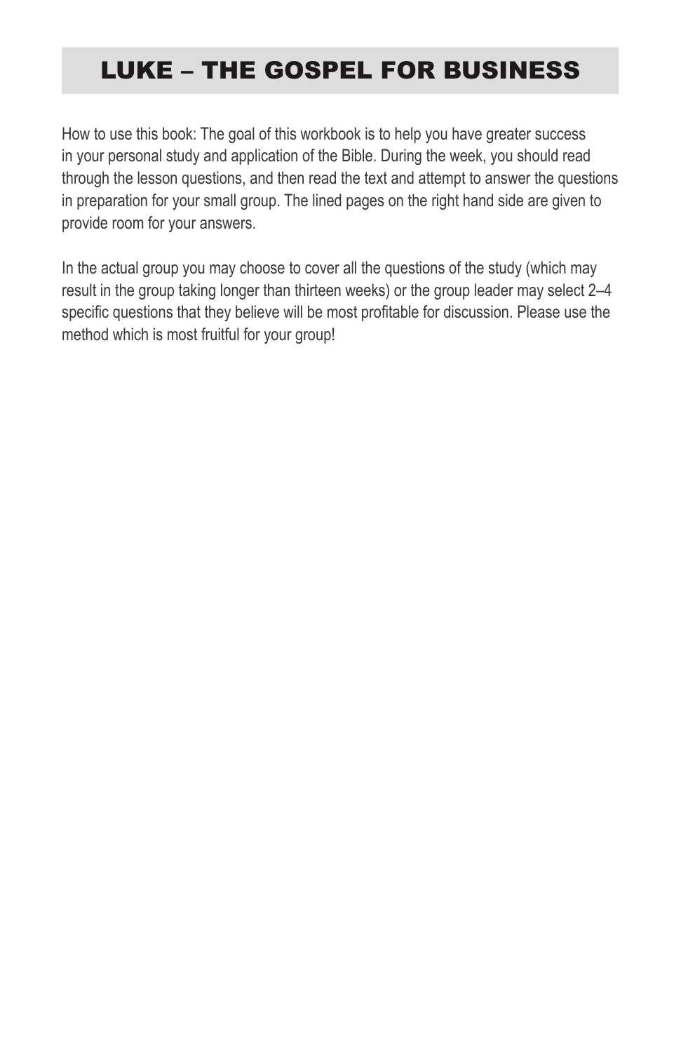# LUKE – THE GOSPEL FOR BUSINESS

How to use this book: The goal of this workbook is to help you have greater success in your personal study and application of the Bible. During the week, you should read through the lesson questions, and then read the text and attempt to answer the questions in preparation for your small group. The lined pages on the right hand side are given to provide room for your answers.

In the actual group you may choose to cover all the questions of the study (which may result in the group taking longer than thirteen weeks) or the group leader may select 2–4 specific questions that they believe will be most profitable for discussion. Please use the method which is most fruitful for your group!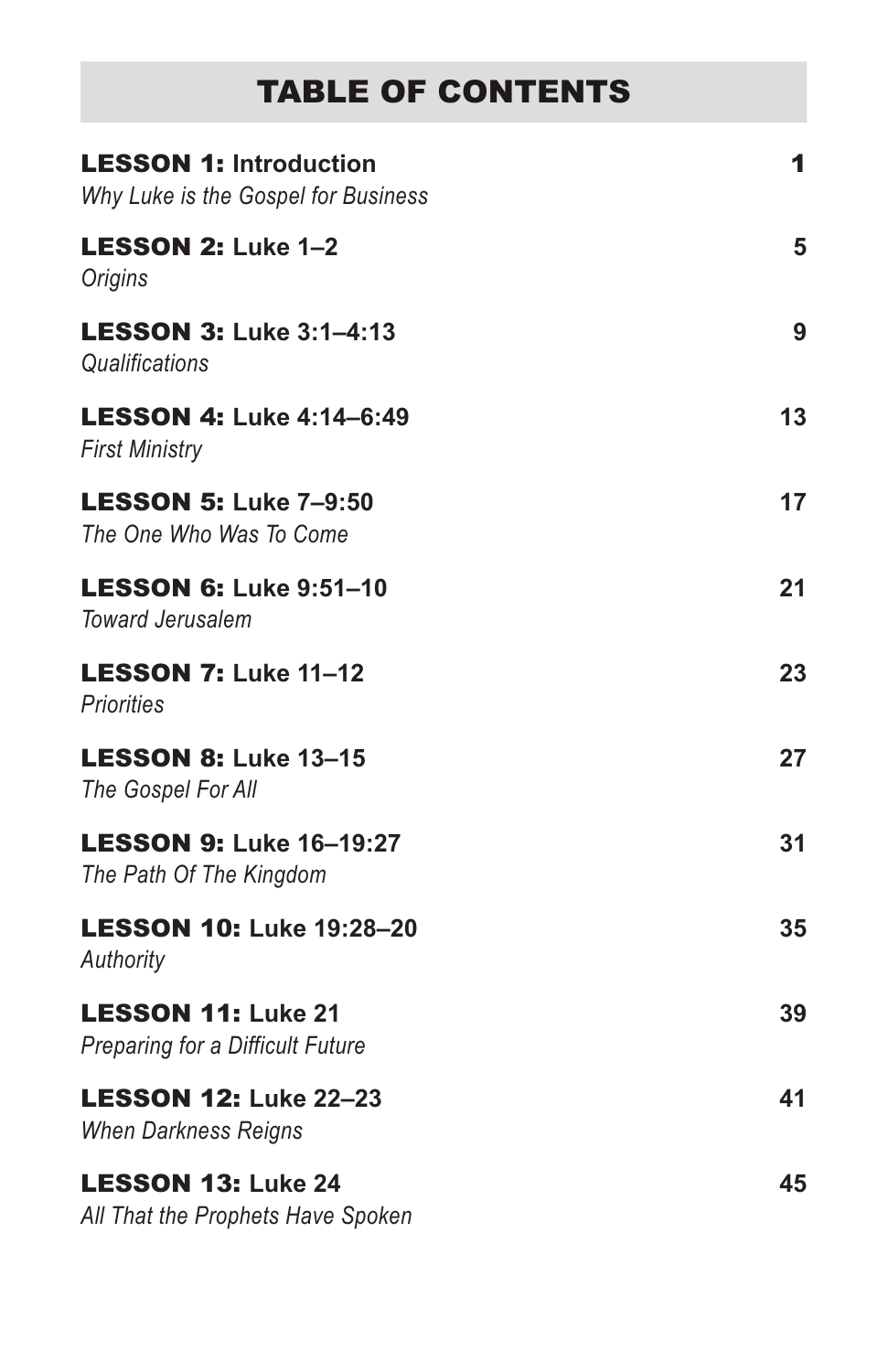# TABLE OF CONTENTS

**LESSON 1: Introduction** — 1
*Why Luke is the Gospel for Business*

**LESSON 2: Luke 1–2** — 5
*Origins*

**LESSON 3: Luke 3:1–4:13** — 9
*Qualifications*

**LESSON 4: Luke 4:14–6:49** — 13
*First Ministry*

**LESSON 5: Luke 7–9:50** — 17
*The One Who Was To Come*

**LESSON 6: Luke 9:51–10** — 21
*Toward Jerusalem*

**LESSON 7: Luke 11–12** — 23
*Priorities*

**LESSON 8: Luke 13–15** — 27
*The Gospel For All*

**LESSON 9: Luke 16–19:27** — 31
*The Path Of The Kingdom*

**LESSON 10: Luke 19:28–20** — 35
*Authority*

**LESSON 11: Luke 21** — 39
*Preparing for a Difficult Future*

**LESSON 12: Luke 22–23** — 41
*When Darkness Reigns*

**LESSON 13: Luke 24** — 45
*All That the Prophets Have Spoken*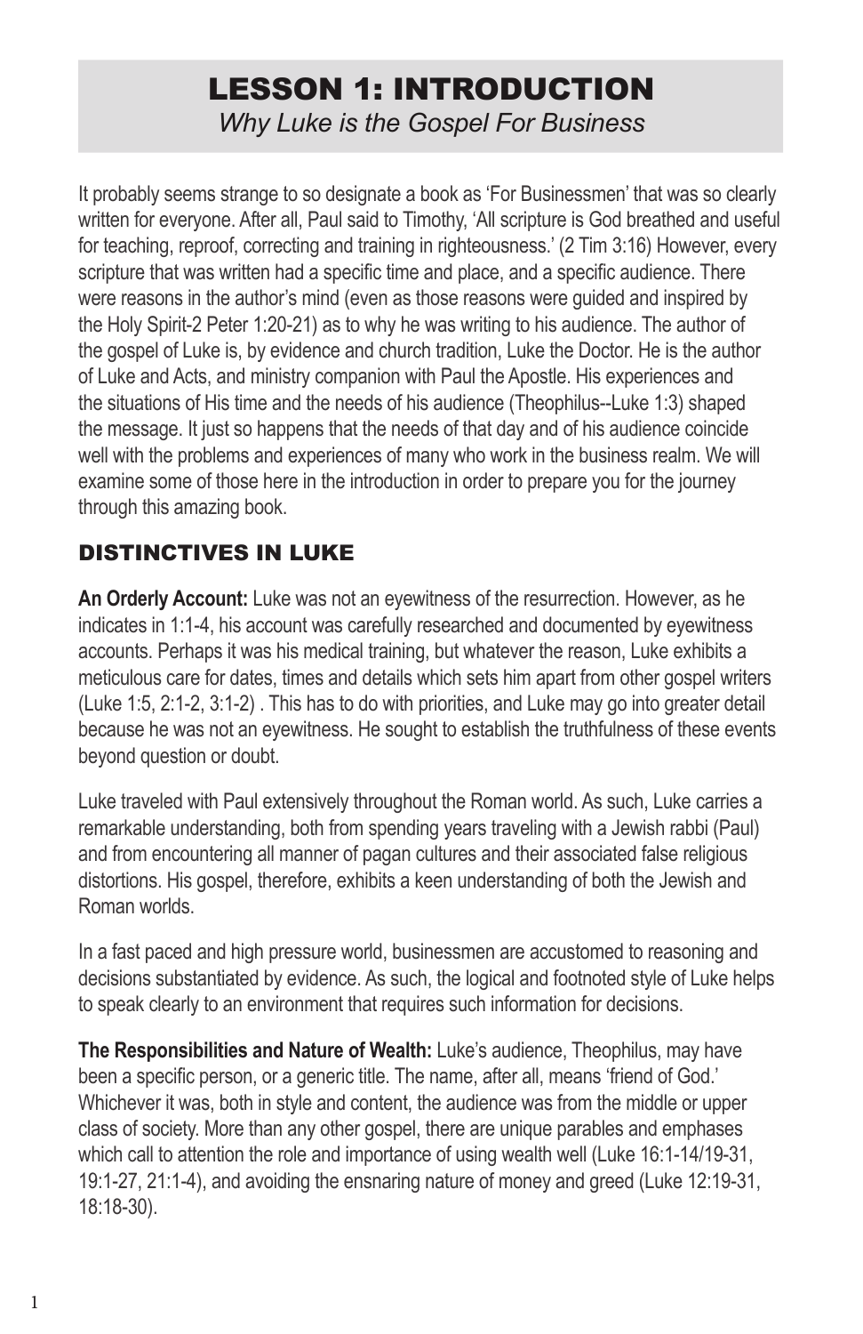# LESSON 1: INTRODUCTION

*Why Luke is the Gospel For Business*

It probably seems strange to so designate a book as 'For Businessmen' that was so clearly written for everyone. After all, Paul said to Timothy, 'All scripture is God breathed and useful for teaching, reproof, correcting and training in righteousness.' (2 Tim 3:16) However, every scripture that was written had a specific time and place, and a specific audience. There were reasons in the author's mind (even as those reasons were guided and inspired by the Holy Spirit-2 Peter 1:20-21) as to why he was writing to his audience. The author of the gospel of Luke is, by evidence and church tradition, Luke the Doctor. He is the author of Luke and Acts, and ministry companion with Paul the Apostle. His experiences and the situations of His time and the needs of his audience (Theophilus--Luke 1:3) shaped the message. It just so happens that the needs of that day and of his audience coincide well with the problems and experiences of many who work in the business realm. We will examine some of those here in the introduction in order to prepare you for the journey through this amazing book.

## DISTINCTIVES IN LUKE

**An Orderly Account:** Luke was not an eyewitness of the resurrection. However, as he indicates in 1:1-4, his account was carefully researched and documented by eyewitness accounts. Perhaps it was his medical training, but whatever the reason, Luke exhibits a meticulous care for dates, times and details which sets him apart from other gospel writers (Luke 1:5, 2:1-2, 3:1-2) . This has to do with priorities, and Luke may go into greater detail because he was not an eyewitness. He sought to establish the truthfulness of these events beyond question or doubt.

Luke traveled with Paul extensively throughout the Roman world. As such, Luke carries a remarkable understanding, both from spending years traveling with a Jewish rabbi (Paul) and from encountering all manner of pagan cultures and their associated false religious distortions. His gospel, therefore, exhibits a keen understanding of both the Jewish and Roman worlds.

In a fast paced and high pressure world, businessmen are accustomed to reasoning and decisions substantiated by evidence. As such, the logical and footnoted style of Luke helps to speak clearly to an environment that requires such information for decisions.

**The Responsibilities and Nature of Wealth:** Luke's audience, Theophilus, may have been a specific person, or a generic title. The name, after all, means 'friend of God.' Whichever it was, both in style and content, the audience was from the middle or upper class of society. More than any other gospel, there are unique parables and emphases which call to attention the role and importance of using wealth well (Luke 16:1-14/19-31, 19:1-27, 21:1-4), and avoiding the ensnaring nature of money and greed (Luke 12:19-31, 18:18-30).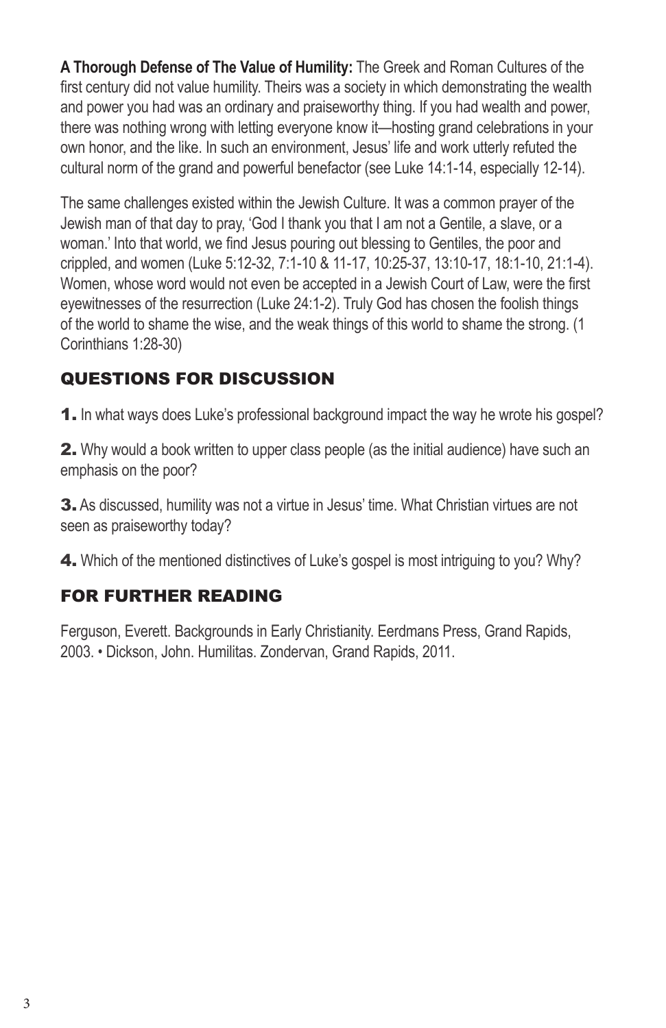**A Thorough Defense of The Value of Humility:** The Greek and Roman Cultures of the first century did not value humility. Theirs was a society in which demonstrating the wealth and power you had was an ordinary and praiseworthy thing. If you had wealth and power, there was nothing wrong with letting everyone know it—hosting grand celebrations in your own honor, and the like. In such an environment, Jesus' life and work utterly refuted the cultural norm of the grand and powerful benefactor (see Luke 14:1-14, especially 12-14).

The same challenges existed within the Jewish Culture. It was a common prayer of the Jewish man of that day to pray, 'God I thank you that I am not a Gentile, a slave, or a woman.' Into that world, we find Jesus pouring out blessing to Gentiles, the poor and crippled, and women (Luke 5:12-32, 7:1-10 & 11-17, 10:25-37, 13:10-17, 18:1-10, 21:1-4). Women, whose word would not even be accepted in a Jewish Court of Law, were the first eyewitnesses of the resurrection (Luke 24:1-2). Truly God has chosen the foolish things of the world to shame the wise, and the weak things of this world to shame the strong. (1 Corinthians 1:28-30)

## QUESTIONS FOR DISCUSSION

**1.** In what ways does Luke's professional background impact the way he wrote his gospel?

**2.** Why would a book written to upper class people (as the initial audience) have such an emphasis on the poor?

**3.** As discussed, humility was not a virtue in Jesus' time. What Christian virtues are not seen as praiseworthy today?

**4.** Which of the mentioned distinctives of Luke's gospel is most intriguing to you? Why?

## FOR FURTHER READING

Ferguson, Everett. Backgrounds in Early Christianity. Eerdmans Press, Grand Rapids, 2003. • Dickson, John. Humilitas. Zondervan, Grand Rapids, 2011.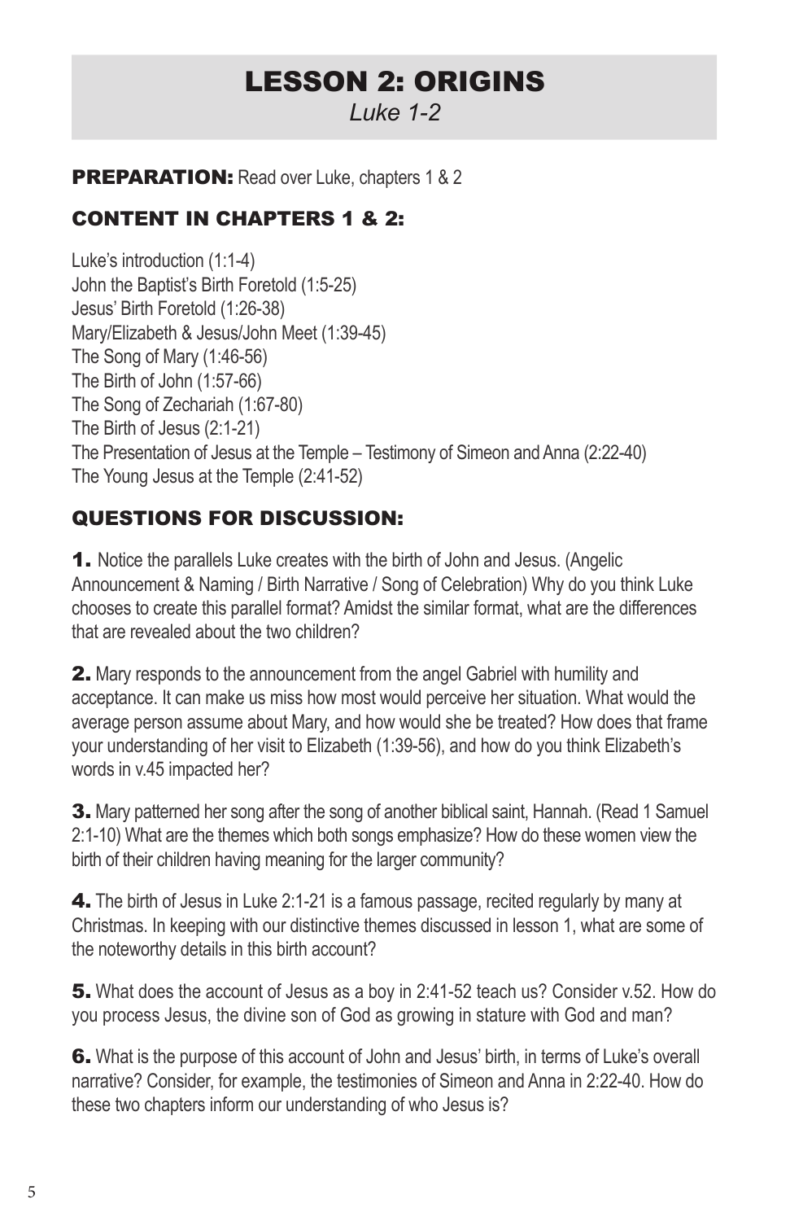# LESSON 2: ORIGINS

*Luke 1-2*

**PREPARATION:** Read over Luke, chapters 1 & 2

## CONTENT IN CHAPTERS 1 & 2:

Luke's introduction (1:1-4)
John the Baptist's Birth Foretold (1:5-25)
Jesus' Birth Foretold (1:26-38)
Mary/Elizabeth & Jesus/John Meet (1:39-45)
The Song of Mary (1:46-56)
The Birth of John (1:57-66)
The Song of Zechariah (1:67-80)
The Birth of Jesus (2:1-21)
The Presentation of Jesus at the Temple – Testimony of Simeon and Anna (2:22-40)
The Young Jesus at the Temple (2:41-52)

## QUESTIONS FOR DISCUSSION:

**1.** Notice the parallels Luke creates with the birth of John and Jesus. (Angelic Announcement & Naming / Birth Narrative / Song of Celebration) Why do you think Luke chooses to create this parallel format? Amidst the similar format, what are the differences that are revealed about the two children?

**2.** Mary responds to the announcement from the angel Gabriel with humility and acceptance. It can make us miss how most would perceive her situation. What would the average person assume about Mary, and how would she be treated? How does that frame your understanding of her visit to Elizabeth (1:39-56), and how do you think Elizabeth's words in v.45 impacted her?

**3.** Mary patterned her song after the song of another biblical saint, Hannah. (Read 1 Samuel 2:1-10) What are the themes which both songs emphasize? How do these women view the birth of their children having meaning for the larger community?

**4.** The birth of Jesus in Luke 2:1-21 is a famous passage, recited regularly by many at Christmas. In keeping with our distinctive themes discussed in lesson 1, what are some of the noteworthy details in this birth account?

**5.** What does the account of Jesus as a boy in 2:41-52 teach us? Consider v.52. How do you process Jesus, the divine son of God as growing in stature with God and man?

**6.** What is the purpose of this account of John and Jesus' birth, in terms of Luke's overall narrative? Consider, for example, the testimonies of Simeon and Anna in 2:22-40. How do these two chapters inform our understanding of who Jesus is?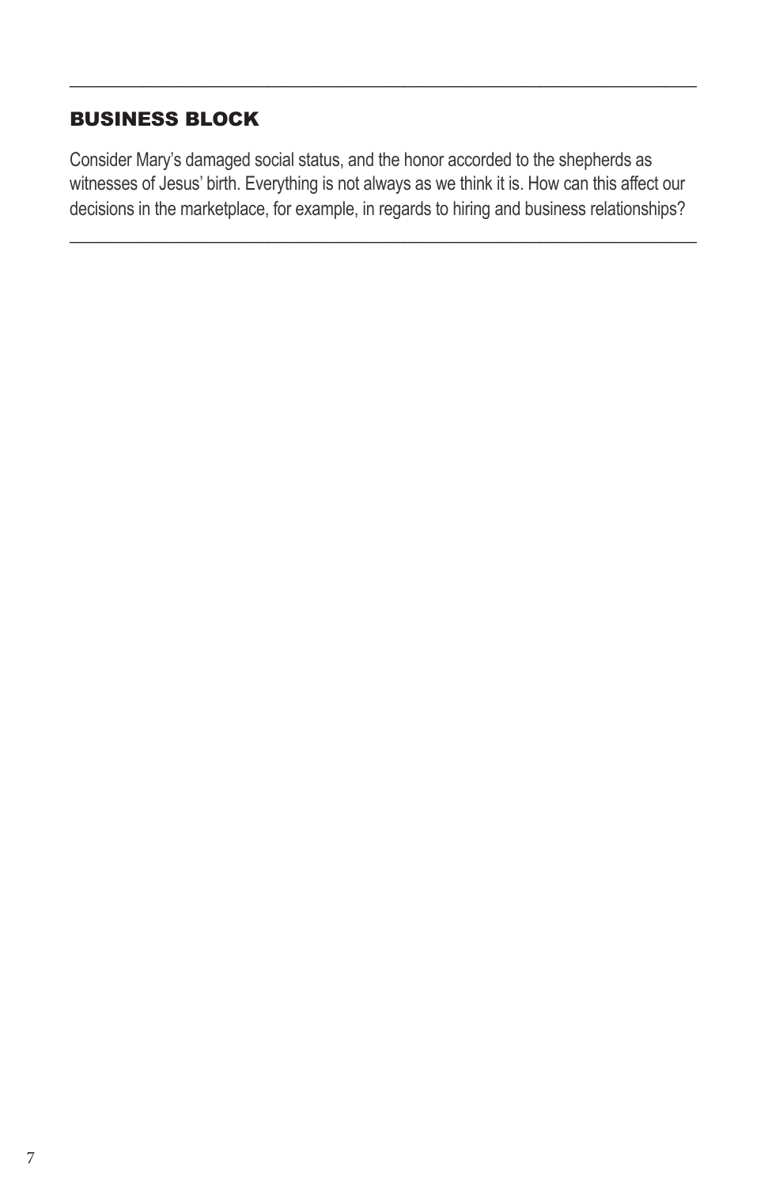## BUSINESS BLOCK

Consider Mary's damaged social status, and the honor accorded to the shepherds as witnesses of Jesus' birth. Everything is not always as we think it is. How can this affect our decisions in the marketplace, for example, in regards to hiring and business relationships?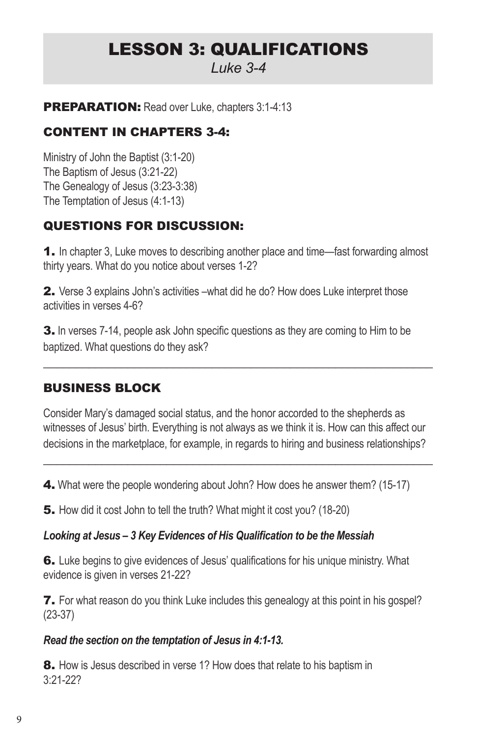# LESSON 3: QUALIFICATIONS

*Luke 3-4*

**PREPARATION:** Read over Luke, chapters 3:1-4:13

## CONTENT IN CHAPTERS 3-4:

Ministry of John the Baptist (3:1-20)
The Baptism of Jesus (3:21-22)
The Genealogy of Jesus (3:23-3:38)
The Temptation of Jesus (4:1-13)

## QUESTIONS FOR DISCUSSION:

**1.** In chapter 3, Luke moves to describing another place and time—fast forwarding almost thirty years. What do you notice about verses 1-2?

**2.** Verse 3 explains John's activities –what did he do? How does Luke interpret those activities in verses 4-6?

**3.** In verses 7-14, people ask John specific questions as they are coming to Him to be baptized. What questions do they ask?

---

## BUSINESS BLOCK

Consider Mary's damaged social status, and the honor accorded to the shepherds as witnesses of Jesus' birth. Everything is not always as we think it is. How can this affect our decisions in the marketplace, for example, in regards to hiring and business relationships?

---

**4.** What were the people wondering about John? How does he answer them? (15-17)

**5.** How did it cost John to tell the truth? What might it cost you? (18-20)

***Looking at Jesus – 3 Key Evidences of His Qualification to be the Messiah***

**6.** Luke begins to give evidences of Jesus' qualifications for his unique ministry. What evidence is given in verses 21-22?

**7.** For what reason do you think Luke includes this genealogy at this point in his gospel? (23-37)

***Read the section on the temptation of Jesus in 4:1-13.***

**8.** How is Jesus described in verse 1? How does that relate to his baptism in 3:21-22?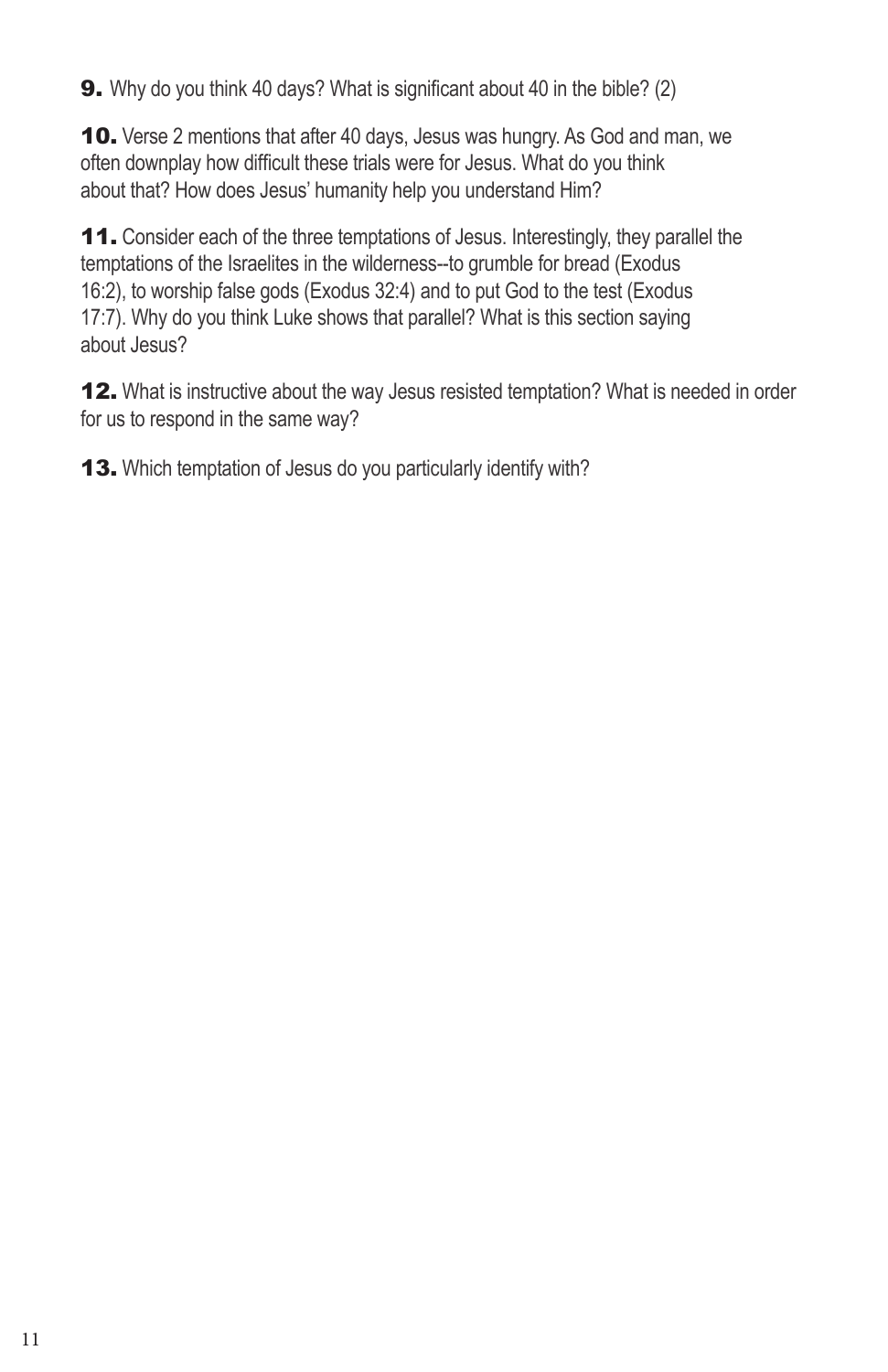**9.** Why do you think 40 days? What is significant about 40 in the bible? (2)

**10.** Verse 2 mentions that after 40 days, Jesus was hungry. As God and man, we often downplay how difficult these trials were for Jesus. What do you think about that? How does Jesus' humanity help you understand Him?

**11.** Consider each of the three temptations of Jesus. Interestingly, they parallel the temptations of the Israelites in the wilderness--to grumble for bread (Exodus 16:2), to worship false gods (Exodus 32:4) and to put God to the test (Exodus 17:7). Why do you think Luke shows that parallel? What is this section saying about Jesus?

**12.** What is instructive about the way Jesus resisted temptation? What is needed in order for us to respond in the same way?

**13.** Which temptation of Jesus do you particularly identify with?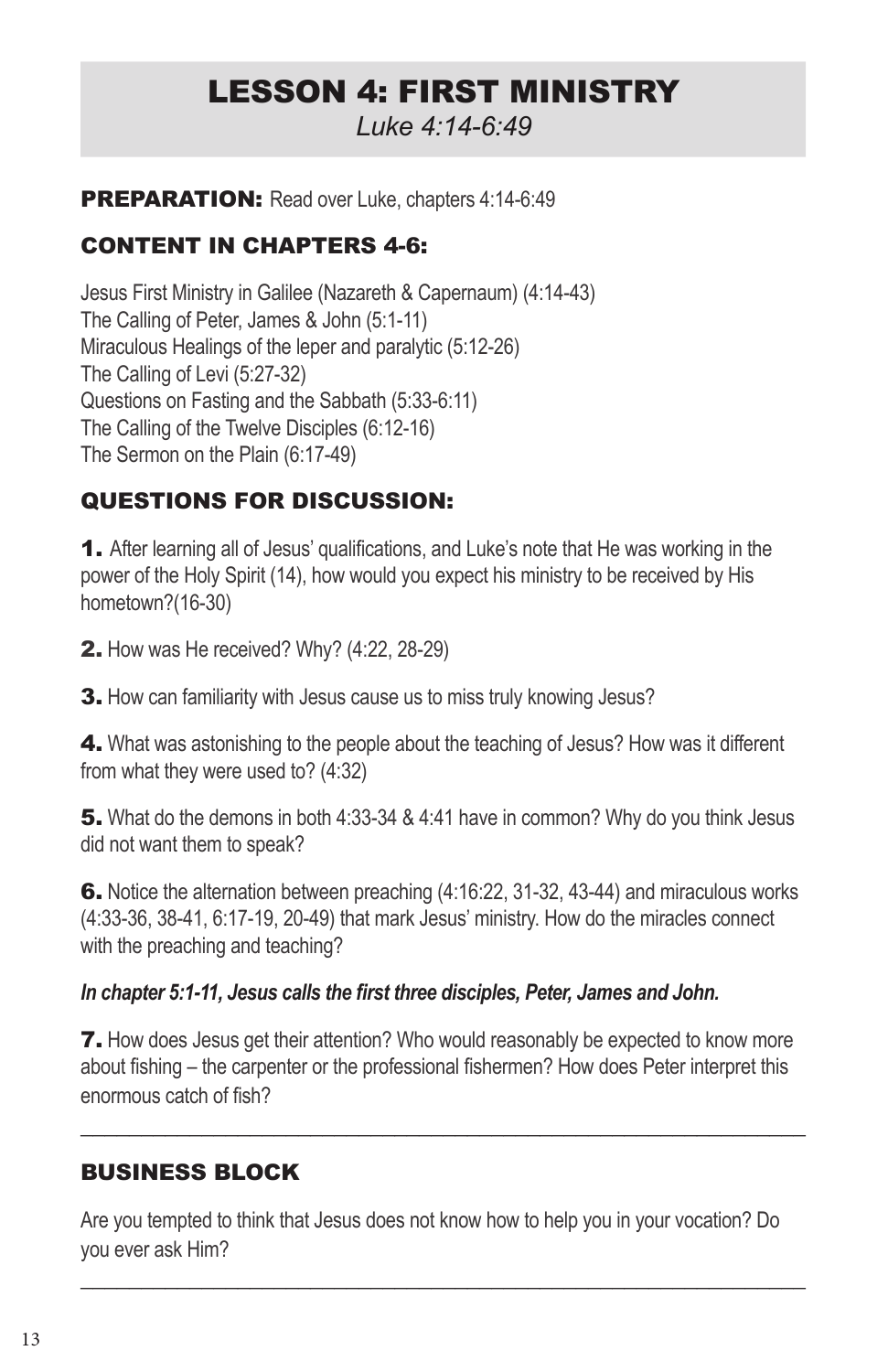# LESSON 4: FIRST MINISTRY

*Luke 4:14-6:49*

**PREPARATION:** Read over Luke, chapters 4:14-6:49

## CONTENT IN CHAPTERS 4-6:

Jesus First Ministry in Galilee (Nazareth & Capernaum) (4:14-43)
The Calling of Peter, James & John (5:1-11)
Miraculous Healings of the leper and paralytic (5:12-26)
The Calling of Levi (5:27-32)
Questions on Fasting and the Sabbath (5:33-6:11)
The Calling of the Twelve Disciples (6:12-16)
The Sermon on the Plain (6:17-49)

## QUESTIONS FOR DISCUSSION:

**1.** After learning all of Jesus' qualifications, and Luke's note that He was working in the power of the Holy Spirit (14), how would you expect his ministry to be received by His hometown?(16-30)

**2.** How was He received? Why? (4:22, 28-29)

**3.** How can familiarity with Jesus cause us to miss truly knowing Jesus?

**4.** What was astonishing to the people about the teaching of Jesus? How was it different from what they were used to? (4:32)

**5.** What do the demons in both 4:33-34 & 4:41 have in common? Why do you think Jesus did not want them to speak?

**6.** Notice the alternation between preaching (4:16:22, 31-32, 43-44) and miraculous works (4:33-36, 38-41, 6:17-19, 20-49) that mark Jesus' ministry. How do the miracles connect with the preaching and teaching?

***In chapter 5:1-11, Jesus calls the first three disciples, Peter, James and John.***

**7.** How does Jesus get their attention? Who would reasonably be expected to know more about fishing – the carpenter or the professional fishermen? How does Peter interpret this enormous catch of fish?

---

## BUSINESS BLOCK

Are you tempted to think that Jesus does not know how to help you in your vocation? Do you ever ask Him?

---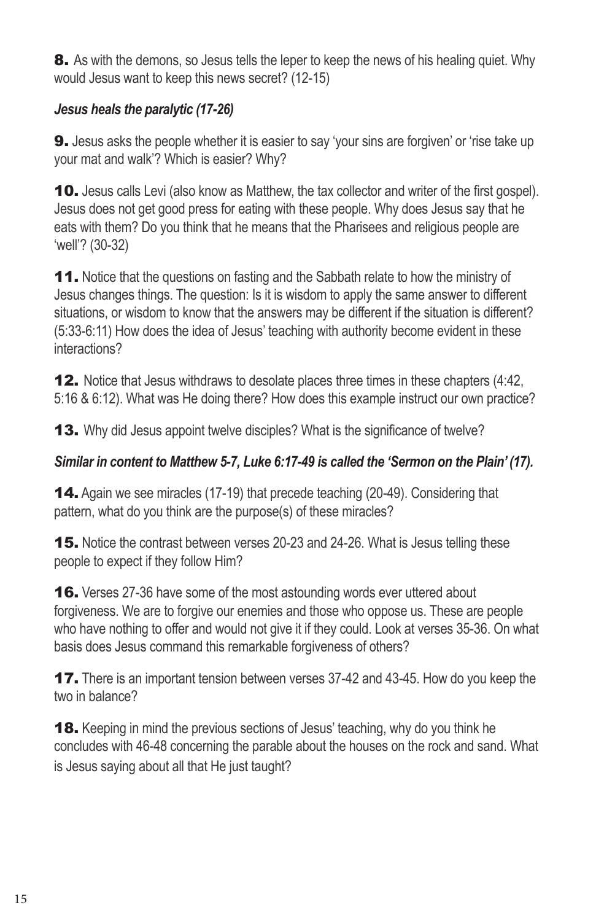**8.** As with the demons, so Jesus tells the leper to keep the news of his healing quiet. Why would Jesus want to keep this news secret? (12-15)

***Jesus heals the paralytic (17-26)***

**9.** Jesus asks the people whether it is easier to say 'your sins are forgiven' or 'rise take up your mat and walk'? Which is easier? Why?

**10.** Jesus calls Levi (also know as Matthew, the tax collector and writer of the first gospel). Jesus does not get good press for eating with these people. Why does Jesus say that he eats with them? Do you think that he means that the Pharisees and religious people are 'well'? (30-32)

**11.** Notice that the questions on fasting and the Sabbath relate to how the ministry of Jesus changes things. The question: Is it is wisdom to apply the same answer to different situations, or wisdom to know that the answers may be different if the situation is different? (5:33-6:11) How does the idea of Jesus' teaching with authority become evident in these interactions?

**12.** Notice that Jesus withdraws to desolate places three times in these chapters (4:42, 5:16 & 6:12). What was He doing there? How does this example instruct our own practice?

**13.** Why did Jesus appoint twelve disciples? What is the significance of twelve?

***Similar in content to Matthew 5-7, Luke 6:17-49 is called the 'Sermon on the Plain' (17).***

**14.** Again we see miracles (17-19) that precede teaching (20-49). Considering that pattern, what do you think are the purpose(s) of these miracles?

**15.** Notice the contrast between verses 20-23 and 24-26. What is Jesus telling these people to expect if they follow Him?

**16.** Verses 27-36 have some of the most astounding words ever uttered about forgiveness. We are to forgive our enemies and those who oppose us. These are people who have nothing to offer and would not give it if they could. Look at verses 35-36. On what basis does Jesus command this remarkable forgiveness of others?

**17.** There is an important tension between verses 37-42 and 43-45. How do you keep the two in balance?

**18.** Keeping in mind the previous sections of Jesus' teaching, why do you think he concludes with 46-48 concerning the parable about the houses on the rock and sand. What is Jesus saying about all that He just taught?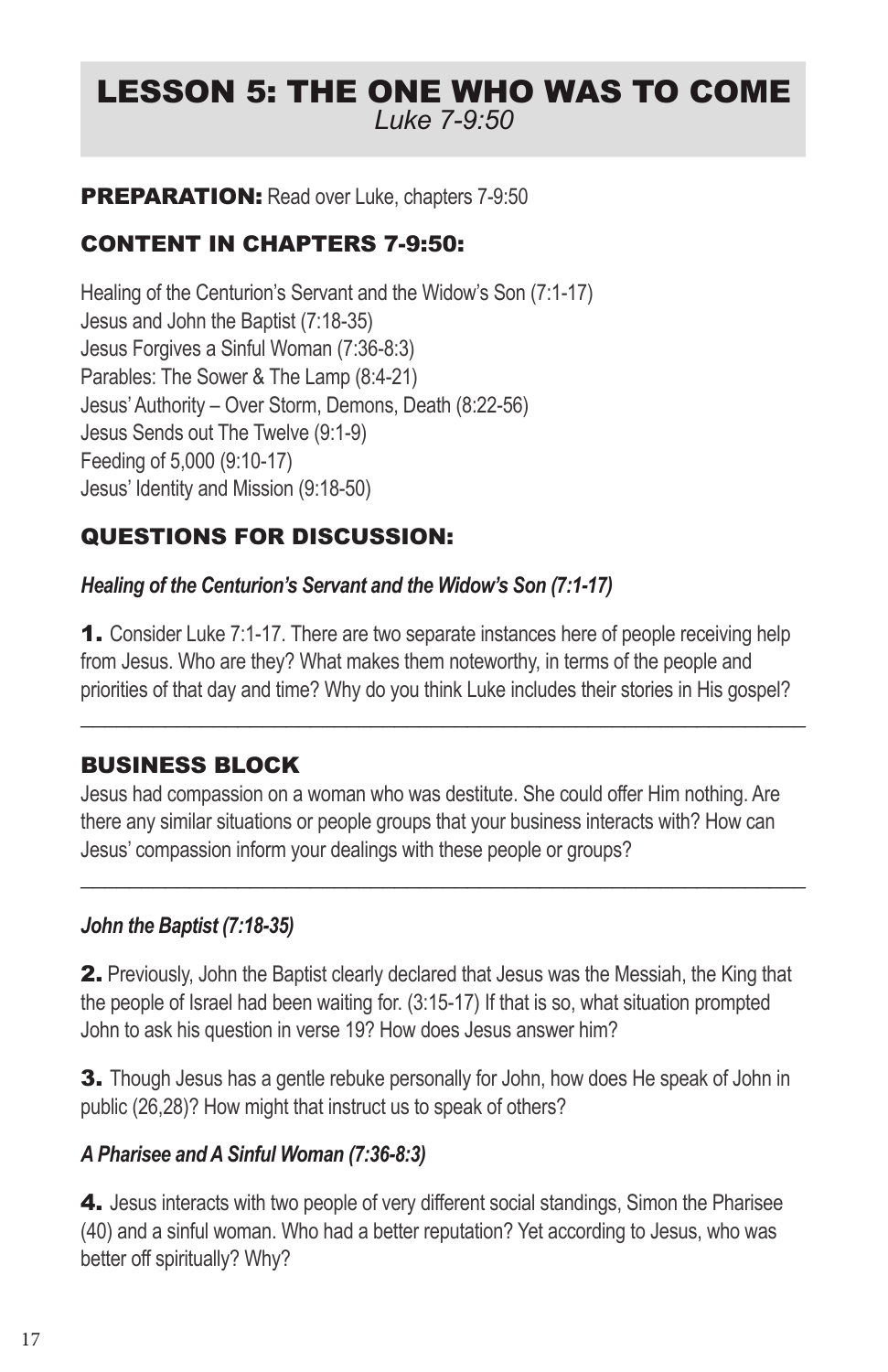# LESSON 5: THE ONE WHO WAS TO COME

*Luke 7-9:50*

**PREPARATION:** Read over Luke, chapters 7-9:50

## CONTENT IN CHAPTERS 7-9:50:

Healing of the Centurion's Servant and the Widow's Son (7:1-17)
Jesus and John the Baptist (7:18-35)
Jesus Forgives a Sinful Woman (7:36-8:3)
Parables: The Sower & The Lamp (8:4-21)
Jesus' Authority – Over Storm, Demons, Death (8:22-56)
Jesus Sends out The Twelve (9:1-9)
Feeding of 5,000 (9:10-17)
Jesus' Identity and Mission (9:18-50)

## QUESTIONS FOR DISCUSSION:

***Healing of the Centurion's Servant and the Widow's Son (7:1-17)***

**1.** Consider Luke 7:1-17. There are two separate instances here of people receiving help from Jesus. Who are they? What makes them noteworthy, in terms of the people and priorities of that day and time? Why do you think Luke includes their stories in His gospel?

---

## BUSINESS BLOCK

Jesus had compassion on a woman who was destitute. She could offer Him nothing. Are there any similar situations or people groups that your business interacts with? How can Jesus' compassion inform your dealings with these people or groups?

---

***John the Baptist (7:18-35)***

**2.** Previously, John the Baptist clearly declared that Jesus was the Messiah, the King that the people of Israel had been waiting for. (3:15-17) If that is so, what situation prompted John to ask his question in verse 19? How does Jesus answer him?

**3.** Though Jesus has a gentle rebuke personally for John, how does He speak of John in public (26,28)? How might that instruct us to speak of others?

***A Pharisee and A Sinful Woman (7:36-8:3)***

**4.** Jesus interacts with two people of very different social standings, Simon the Pharisee (40) and a sinful woman. Who had a better reputation? Yet according to Jesus, who was better off spiritually? Why?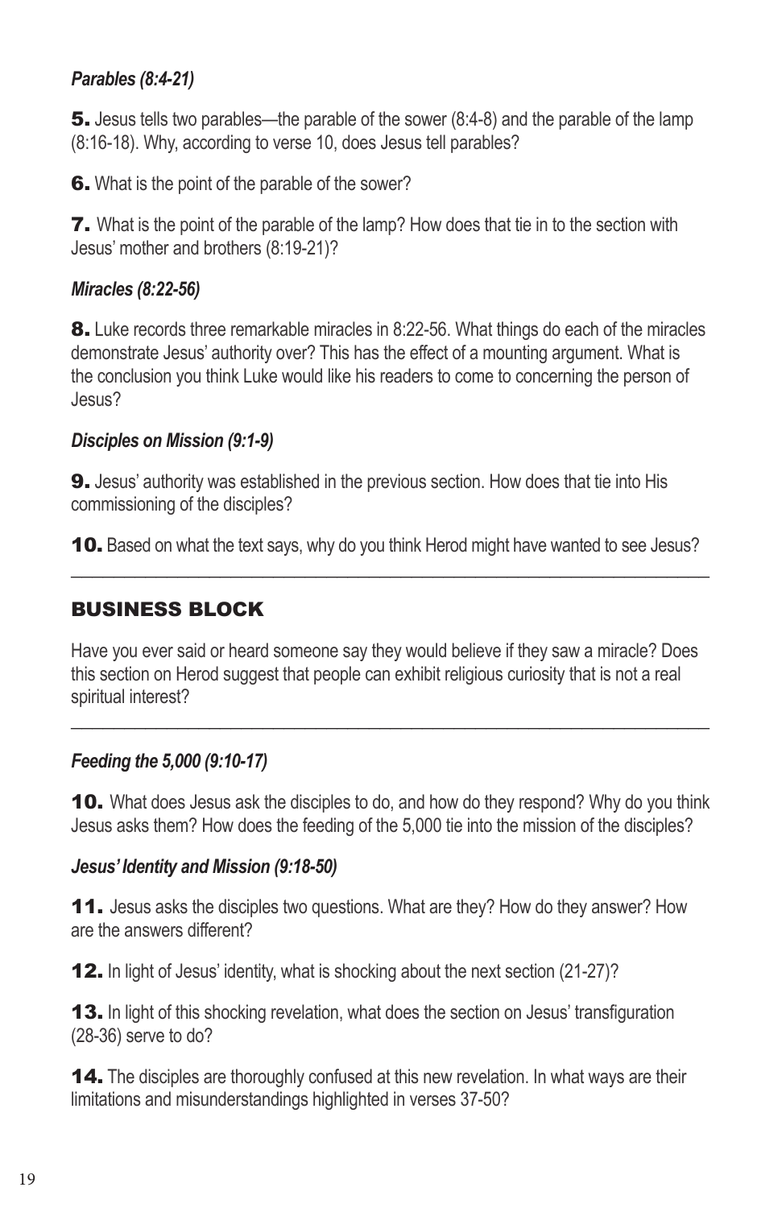### *Parables (8:4-21)*

**5.** Jesus tells two parables—the parable of the sower (8:4-8) and the parable of the lamp (8:16-18). Why, according to verse 10, does Jesus tell parables?

**6.** What is the point of the parable of the sower?

**7.** What is the point of the parable of the lamp? How does that tie in to the section with Jesus' mother and brothers (8:19-21)?

### *Miracles (8:22-56)*

**8.** Luke records three remarkable miracles in 8:22-56. What things do each of the miracles demonstrate Jesus' authority over? This has the effect of a mounting argument. What is the conclusion you think Luke would like his readers to come to concerning the person of Jesus?

### *Disciples on Mission (9:1-9)*

**9.** Jesus' authority was established in the previous section. How does that tie into His commissioning of the disciples?

**10.** Based on what the text says, why do you think Herod might have wanted to see Jesus?

---

## BUSINESS BLOCK

Have you ever said or heard someone say they would believe if they saw a miracle? Does this section on Herod suggest that people can exhibit religious curiosity that is not a real spiritual interest?

---

### *Feeding the 5,000 (9:10-17)*

**10.** What does Jesus ask the disciples to do, and how do they respond? Why do you think Jesus asks them? How does the feeding of the 5,000 tie into the mission of the disciples?

### *Jesus' Identity and Mission (9:18-50)*

**11.** Jesus asks the disciples two questions. What are they? How do they answer? How are the answers different?

**12.** In light of Jesus' identity, what is shocking about the next section (21-27)?

**13.** In light of this shocking revelation, what does the section on Jesus' transfiguration (28-36) serve to do?

**14.** The disciples are thoroughly confused at this new revelation. In what ways are their limitations and misunderstandings highlighted in verses 37-50?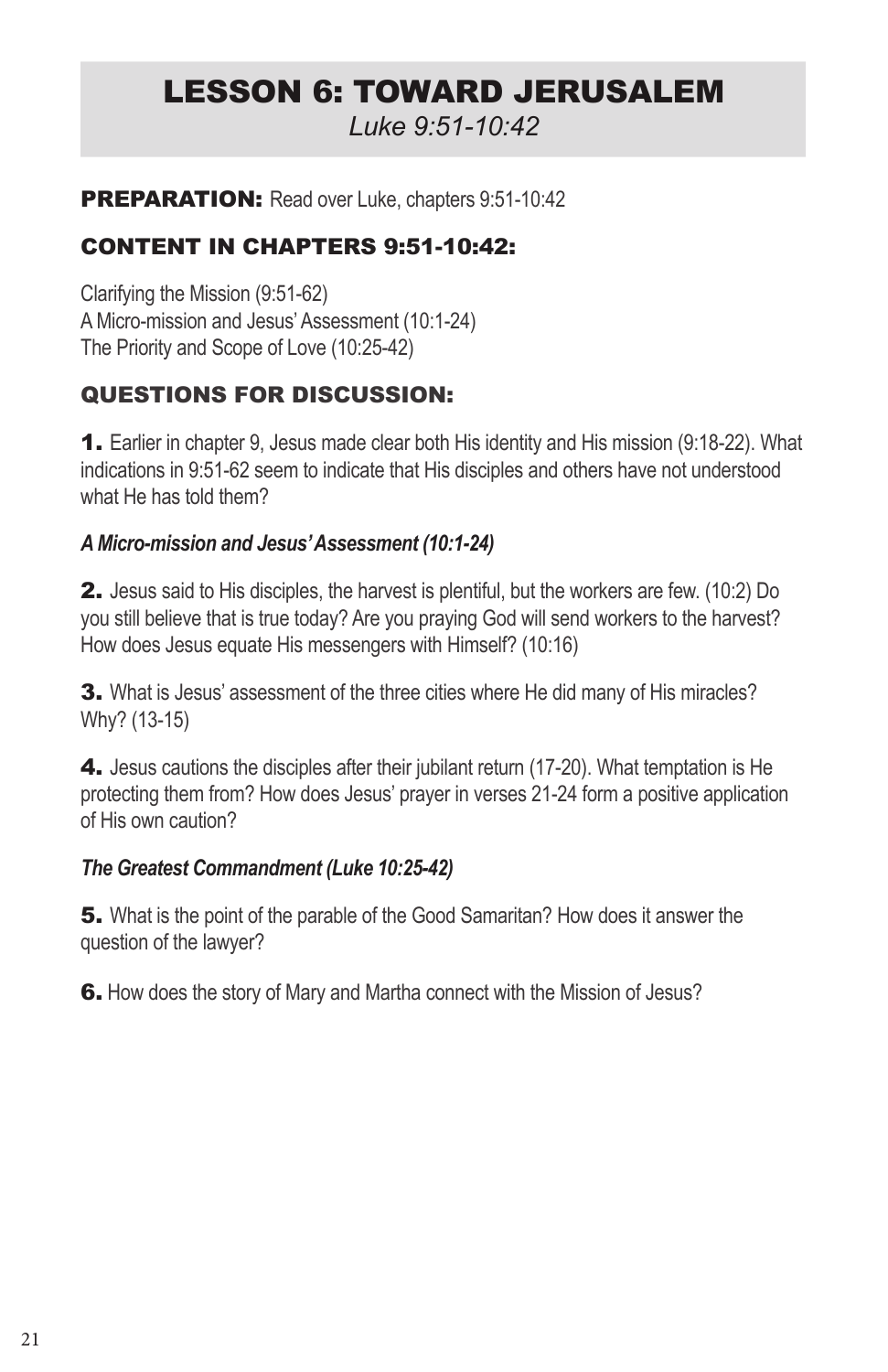# LESSON 6: TOWARD JERUSALEM

*Luke 9:51-10:42*

**PREPARATION:** Read over Luke, chapters 9:51-10:42

## CONTENT IN CHAPTERS 9:51-10:42:

Clarifying the Mission (9:51-62)
A Micro-mission and Jesus' Assessment (10:1-24)
The Priority and Scope of Love (10:25-42)

## QUESTIONS FOR DISCUSSION:

**1.** Earlier in chapter 9, Jesus made clear both His identity and His mission (9:18-22). What indications in 9:51-62 seem to indicate that His disciples and others have not understood what He has told them?

### *A Micro-mission and Jesus' Assessment (10:1-24)*

**2.** Jesus said to His disciples, the harvest is plentiful, but the workers are few. (10:2) Do you still believe that is true today? Are you praying God will send workers to the harvest? How does Jesus equate His messengers with Himself? (10:16)

**3.** What is Jesus' assessment of the three cities where He did many of His miracles? Why? (13-15)

**4.** Jesus cautions the disciples after their jubilant return (17-20). What temptation is He protecting them from? How does Jesus' prayer in verses 21-24 form a positive application of His own caution?

### *The Greatest Commandment (Luke 10:25-42)*

**5.** What is the point of the parable of the Good Samaritan? How does it answer the question of the lawyer?

**6.** How does the story of Mary and Martha connect with the Mission of Jesus?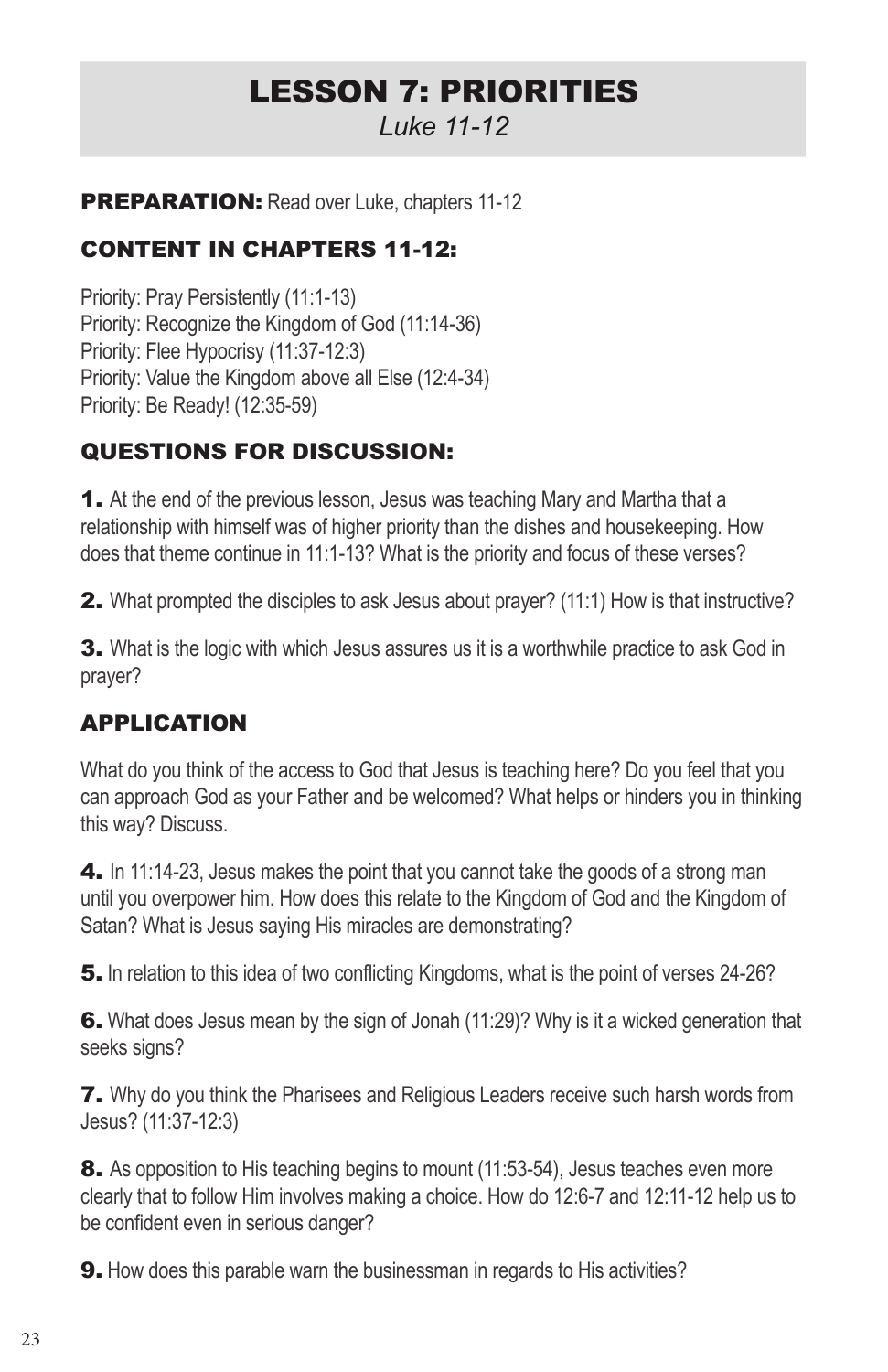# LESSON 7: PRIORITIES

*Luke 11-12*

**PREPARATION:** Read over Luke, chapters 11-12

## CONTENT IN CHAPTERS 11-12:

Priority: Pray Persistently (11:1-13)
Priority: Recognize the Kingdom of God (11:14-36)
Priority: Flee Hypocrisy (11:37-12:3)
Priority: Value the Kingdom above all Else (12:4-34)
Priority: Be Ready! (12:35-59)

## QUESTIONS FOR DISCUSSION:

**1.** At the end of the previous lesson, Jesus was teaching Mary and Martha that a relationship with himself was of higher priority than the dishes and housekeeping. How does that theme continue in 11:1-13? What is the priority and focus of these verses?

**2.** What prompted the disciples to ask Jesus about prayer? (11:1) How is that instructive?

**3.** What is the logic with which Jesus assures us it is a worthwhile practice to ask God in prayer?

## APPLICATION

What do you think of the access to God that Jesus is teaching here? Do you feel that you can approach God as your Father and be welcomed? What helps or hinders you in thinking this way? Discuss.

**4.** In 11:14-23, Jesus makes the point that you cannot take the goods of a strong man until you overpower him. How does this relate to the Kingdom of God and the Kingdom of Satan? What is Jesus saying His miracles are demonstrating?

**5.** In relation to this idea of two conflicting Kingdoms, what is the point of verses 24-26?

**6.** What does Jesus mean by the sign of Jonah (11:29)? Why is it a wicked generation that seeks signs?

**7.** Why do you think the Pharisees and Religious Leaders receive such harsh words from Jesus? (11:37-12:3)

**8.** As opposition to His teaching begins to mount (11:53-54), Jesus teaches even more clearly that to follow Him involves making a choice. How do 12:6-7 and 12:11-12 help us to be confident even in serious danger?

**9.** How does this parable warn the businessman in regards to His activities?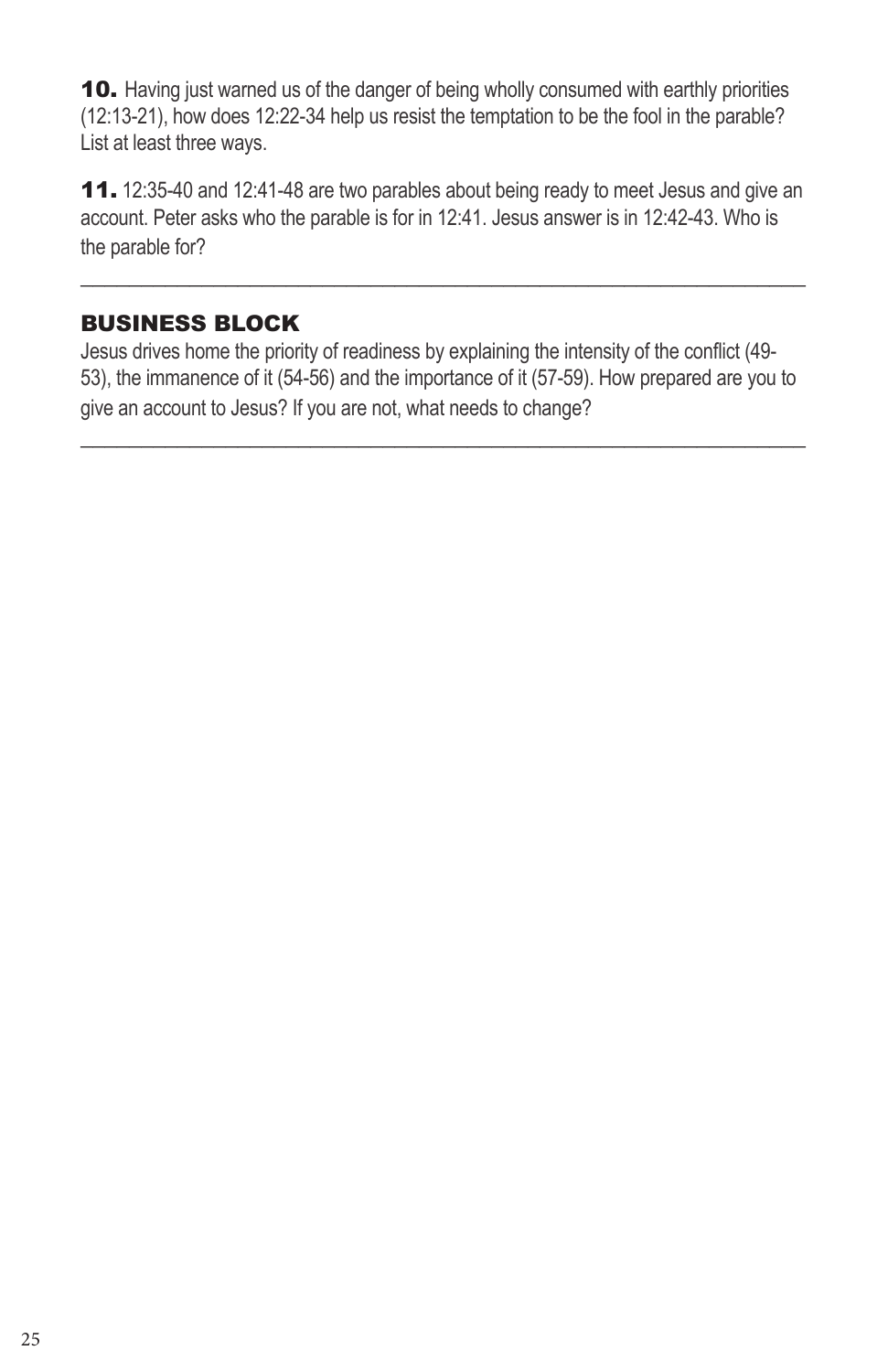**10.** Having just warned us of the danger of being wholly consumed with earthly priorities (12:13-21), how does 12:22-34 help us resist the temptation to be the fool in the parable? List at least three ways.

**11.** 12:35-40 and 12:41-48 are two parables about being ready to meet Jesus and give an account. Peter asks who the parable is for in 12:41. Jesus answer is in 12:42-43. Who is the parable for?

---

## BUSINESS BLOCK

Jesus drives home the priority of readiness by explaining the intensity of the conflict (49-53), the immanence of it (54-56) and the importance of it (57-59). How prepared are you to give an account to Jesus? If you are not, what needs to change?

---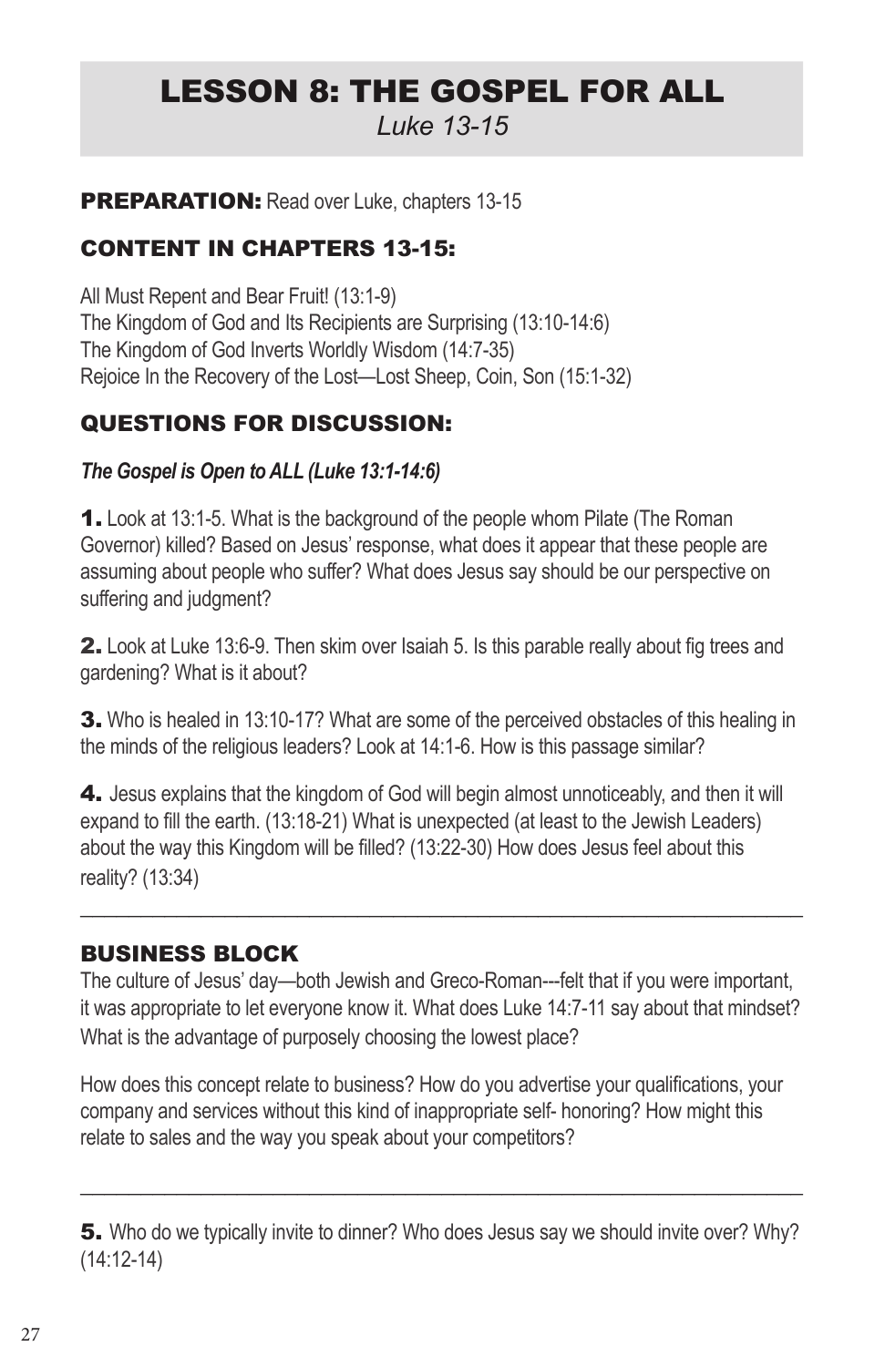# LESSON 8: THE GOSPEL FOR ALL

*Luke 13-15*

**PREPARATION:** Read over Luke, chapters 13-15

## CONTENT IN CHAPTERS 13-15:

All Must Repent and Bear Fruit! (13:1-9)
The Kingdom of God and Its Recipients are Surprising (13:10-14:6)
The Kingdom of God Inverts Worldly Wisdom (14:7-35)
Rejoice In the Recovery of the Lost—Lost Sheep, Coin, Son (15:1-32)

## QUESTIONS FOR DISCUSSION:

***The Gospel is Open to ALL (Luke 13:1-14:6)***

**1.** Look at 13:1-5. What is the background of the people whom Pilate (The Roman Governor) killed? Based on Jesus' response, what does it appear that these people are assuming about people who suffer? What does Jesus say should be our perspective on suffering and judgment?

**2.** Look at Luke 13:6-9. Then skim over Isaiah 5. Is this parable really about fig trees and gardening? What is it about?

**3.** Who is healed in 13:10-17? What are some of the perceived obstacles of this healing in the minds of the religious leaders? Look at 14:1-6. How is this passage similar?

**4.** Jesus explains that the kingdom of God will begin almost unnoticeably, and then it will expand to fill the earth. (13:18-21) What is unexpected (at least to the Jewish Leaders) about the way this Kingdom will be filled? (13:22-30) How does Jesus feel about this reality? (13:34)

---

## BUSINESS BLOCK

The culture of Jesus' day—both Jewish and Greco-Roman---felt that if you were important, it was appropriate to let everyone know it. What does Luke 14:7-11 say about that mindset? What is the advantage of purposely choosing the lowest place?

How does this concept relate to business? How do you advertise your qualifications, your company and services without this kind of inappropriate self- honoring? How might this relate to sales and the way you speak about your competitors?

---

**5.** Who do we typically invite to dinner? Who does Jesus say we should invite over? Why? (14:12-14)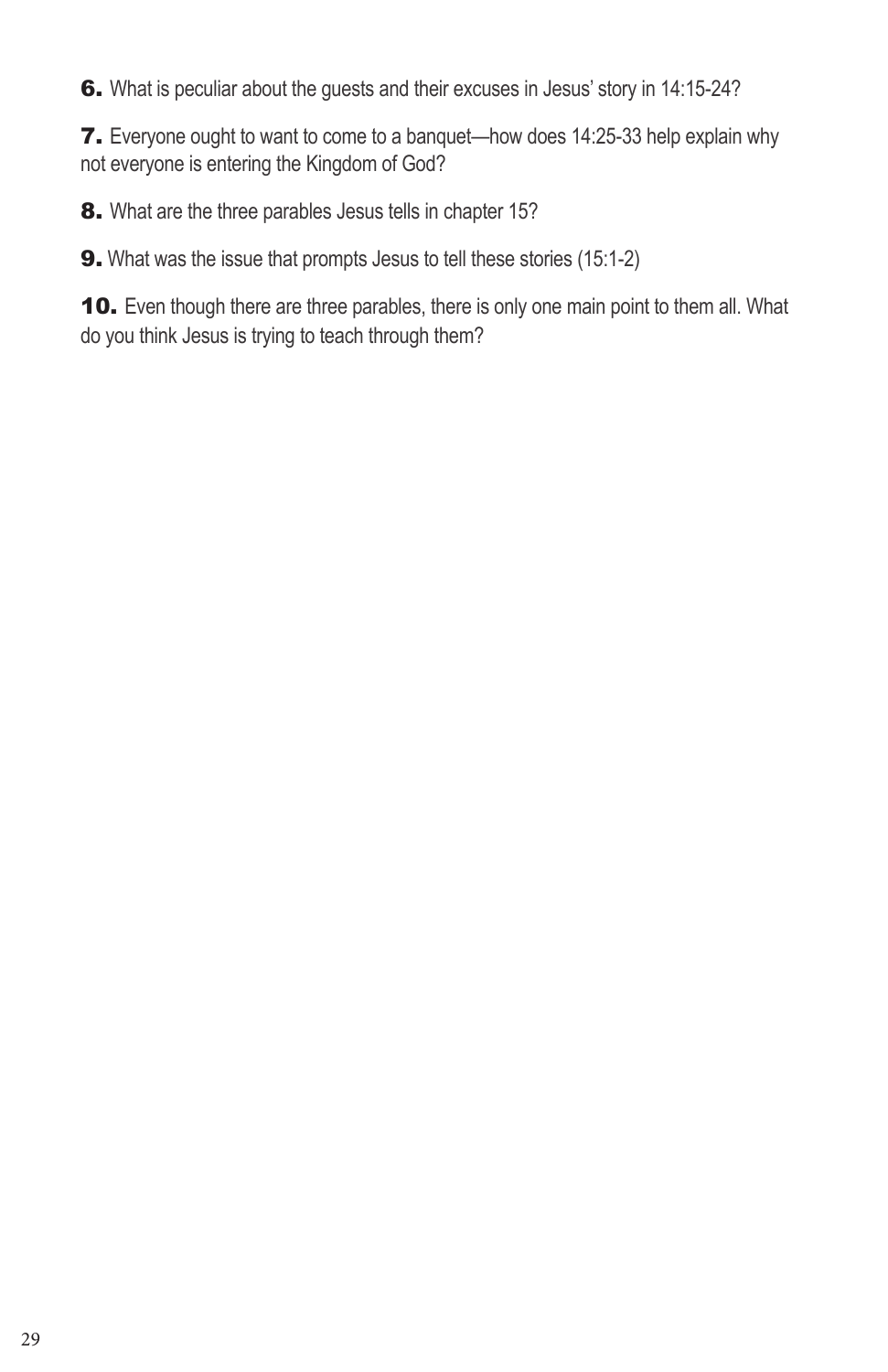**6.** What is peculiar about the guests and their excuses in Jesus' story in 14:15-24?

**7.** Everyone ought to want to come to a banquet—how does 14:25-33 help explain why not everyone is entering the Kingdom of God?

**8.** What are the three parables Jesus tells in chapter 15?

**9.** What was the issue that prompts Jesus to tell these stories (15:1-2)

**10.** Even though there are three parables, there is only one main point to them all. What do you think Jesus is trying to teach through them?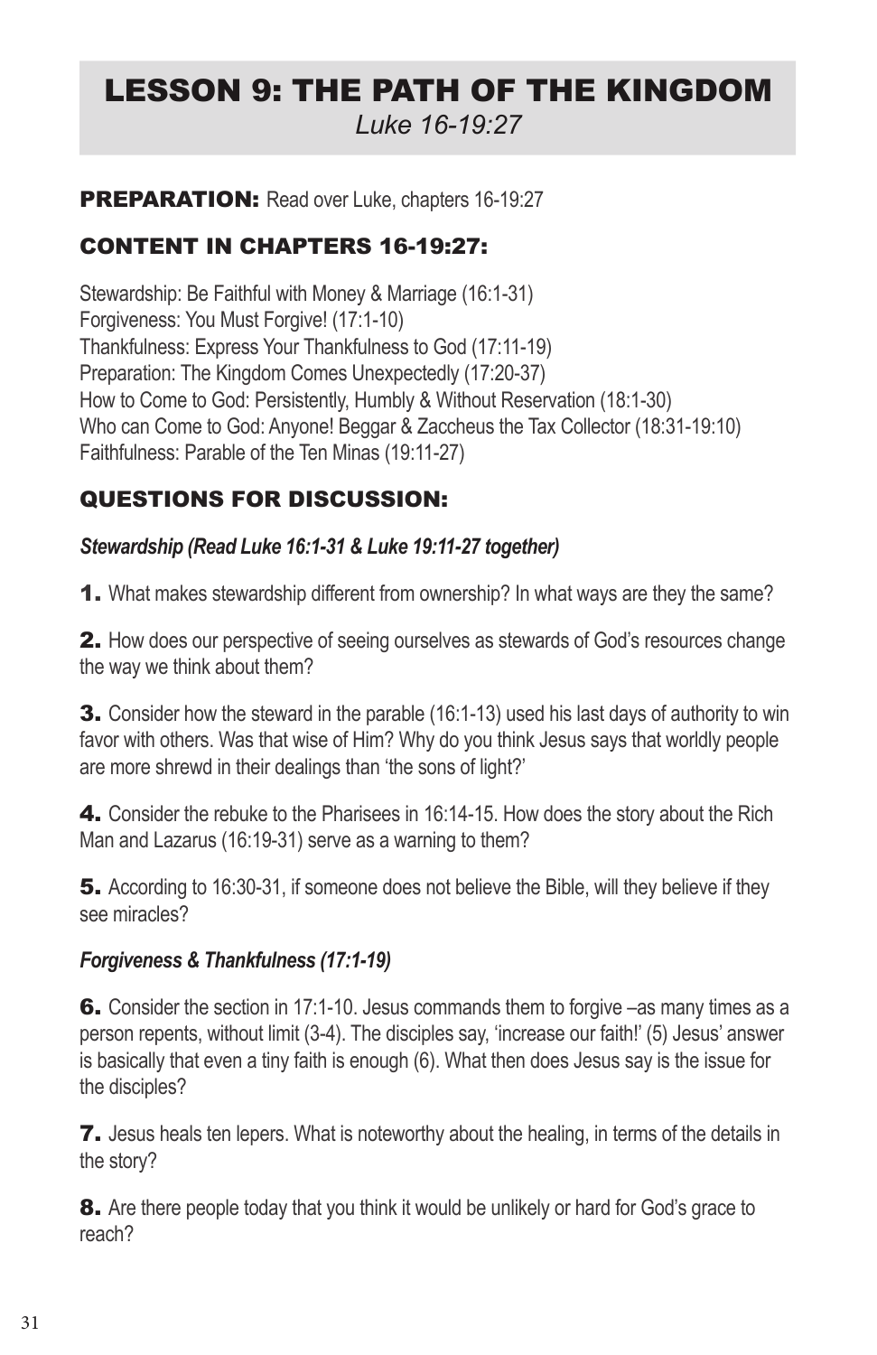# LESSON 9: THE PATH OF THE KINGDOM

*Luke 16-19:27*

**PREPARATION:** Read over Luke, chapters 16-19:27

## CONTENT IN CHAPTERS 16-19:27:

Stewardship: Be Faithful with Money & Marriage (16:1-31)
Forgiveness: You Must Forgive! (17:1-10)
Thankfulness: Express Your Thankfulness to God (17:11-19)
Preparation: The Kingdom Comes Unexpectedly (17:20-37)
How to Come to God: Persistently, Humbly & Without Reservation (18:1-30)
Who can Come to God: Anyone! Beggar & Zaccheus the Tax Collector (18:31-19:10)
Faithfulness: Parable of the Ten Minas (19:11-27)

## QUESTIONS FOR DISCUSSION:

***Stewardship (Read Luke 16:1-31 & Luke 19:11-27 together)***

**1.** What makes stewardship different from ownership? In what ways are they the same?

**2.** How does our perspective of seeing ourselves as stewards of God's resources change the way we think about them?

**3.** Consider how the steward in the parable (16:1-13) used his last days of authority to win favor with others. Was that wise of Him? Why do you think Jesus says that worldly people are more shrewd in their dealings than 'the sons of light?'

**4.** Consider the rebuke to the Pharisees in 16:14-15. How does the story about the Rich Man and Lazarus (16:19-31) serve as a warning to them?

**5.** According to 16:30-31, if someone does not believe the Bible, will they believe if they see miracles?

***Forgiveness & Thankfulness (17:1-19)***

**6.** Consider the section in 17:1-10. Jesus commands them to forgive –as many times as a person repents, without limit (3-4). The disciples say, 'increase our faith!' (5) Jesus' answer is basically that even a tiny faith is enough (6). What then does Jesus say is the issue for the disciples?

**7.** Jesus heals ten lepers. What is noteworthy about the healing, in terms of the details in the story?

**8.** Are there people today that you think it would be unlikely or hard for God's grace to reach?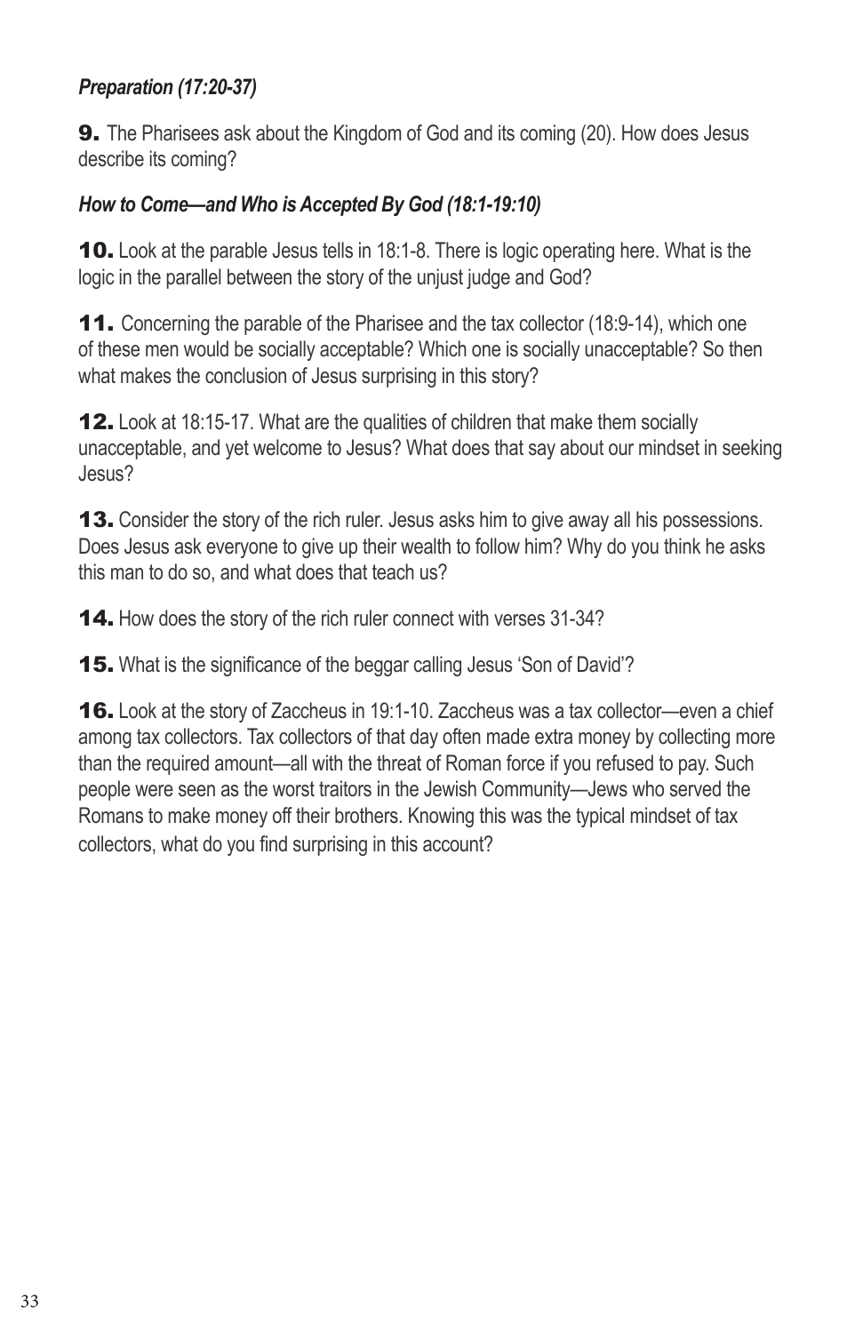***Preparation (17:20-37)***

**9.** The Pharisees ask about the Kingdom of God and its coming (20). How does Jesus describe its coming?

***How to Come—and Who is Accepted By God (18:1-19:10)***

**10.** Look at the parable Jesus tells in 18:1-8. There is logic operating here. What is the logic in the parallel between the story of the unjust judge and God?

**11.** Concerning the parable of the Pharisee and the tax collector (18:9-14), which one of these men would be socially acceptable? Which one is socially unacceptable? So then what makes the conclusion of Jesus surprising in this story?

**12.** Look at 18:15-17. What are the qualities of children that make them socially unacceptable, and yet welcome to Jesus? What does that say about our mindset in seeking Jesus?

**13.** Consider the story of the rich ruler. Jesus asks him to give away all his possessions. Does Jesus ask everyone to give up their wealth to follow him? Why do you think he asks this man to do so, and what does that teach us?

**14.** How does the story of the rich ruler connect with verses 31-34?

**15.** What is the significance of the beggar calling Jesus 'Son of David'?

**16.** Look at the story of Zaccheus in 19:1-10. Zaccheus was a tax collector—even a chief among tax collectors. Tax collectors of that day often made extra money by collecting more than the required amount—all with the threat of Roman force if you refused to pay. Such people were seen as the worst traitors in the Jewish Community—Jews who served the Romans to make money off their brothers. Knowing this was the typical mindset of tax collectors, what do you find surprising in this account?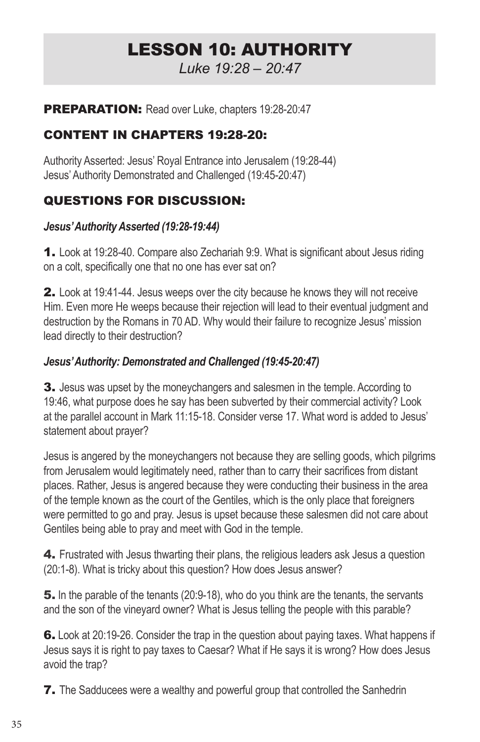# LESSON 10: AUTHORITY

*Luke 19:28 – 20:47*

**PREPARATION:** Read over Luke, chapters 19:28-20:47

## CONTENT IN CHAPTERS 19:28-20:

Authority Asserted: Jesus' Royal Entrance into Jerusalem (19:28-44)
Jesus' Authority Demonstrated and Challenged (19:45-20:47)

## QUESTIONS FOR DISCUSSION:

### *Jesus' Authority Asserted (19:28-19:44)*

**1.** Look at 19:28-40. Compare also Zechariah 9:9. What is significant about Jesus riding on a colt, specifically one that no one has ever sat on?

**2.** Look at 19:41-44. Jesus weeps over the city because he knows they will not receive Him. Even more He weeps because their rejection will lead to their eventual judgment and destruction by the Romans in 70 AD. Why would their failure to recognize Jesus' mission lead directly to their destruction?

### *Jesus' Authority: Demonstrated and Challenged (19:45-20:47)*

**3.** Jesus was upset by the moneychangers and salesmen in the temple. According to 19:46, what purpose does he say has been subverted by their commercial activity? Look at the parallel account in Mark 11:15-18. Consider verse 17. What word is added to Jesus' statement about prayer?

Jesus is angered by the moneychangers not because they are selling goods, which pilgrims from Jerusalem would legitimately need, rather than to carry their sacrifices from distant places. Rather, Jesus is angered because they were conducting their business in the area of the temple known as the court of the Gentiles, which is the only place that foreigners were permitted to go and pray. Jesus is upset because these salesmen did not care about Gentiles being able to pray and meet with God in the temple.

**4.** Frustrated with Jesus thwarting their plans, the religious leaders ask Jesus a question (20:1-8). What is tricky about this question? How does Jesus answer?

**5.** In the parable of the tenants (20:9-18), who do you think are the tenants, the servants and the son of the vineyard owner? What is Jesus telling the people with this parable?

**6.** Look at 20:19-26. Consider the trap in the question about paying taxes. What happens if Jesus says it is right to pay taxes to Caesar? What if He says it is wrong? How does Jesus avoid the trap?

**7.** The Sadducees were a wealthy and powerful group that controlled the Sanhedrin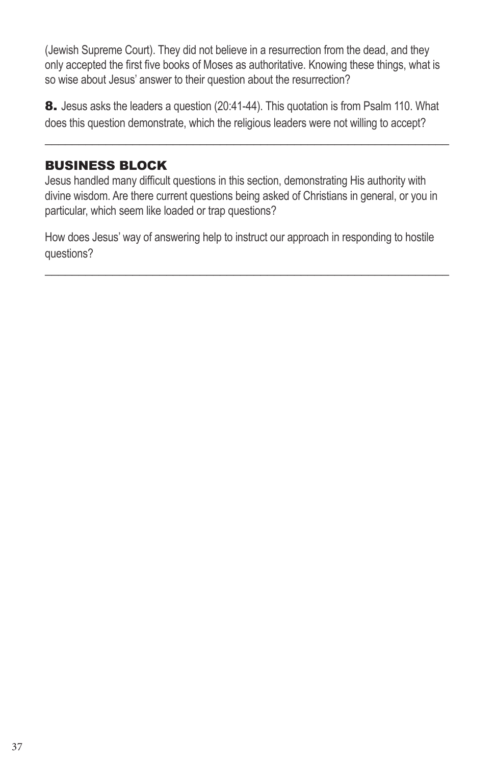(Jewish Supreme Court). They did not believe in a resurrection from the dead, and they only accepted the first five books of Moses as authoritative. Knowing these things, what is so wise about Jesus' answer to their question about the resurrection?

**8.** Jesus asks the leaders a question (20:41-44). This quotation is from Psalm 110. What does this question demonstrate, which the religious leaders were not willing to accept?

___

## BUSINESS BLOCK

Jesus handled many difficult questions in this section, demonstrating His authority with divine wisdom. Are there current questions being asked of Christians in general, or you in particular, which seem like loaded or trap questions?

How does Jesus' way of answering help to instruct our approach in responding to hostile questions?

___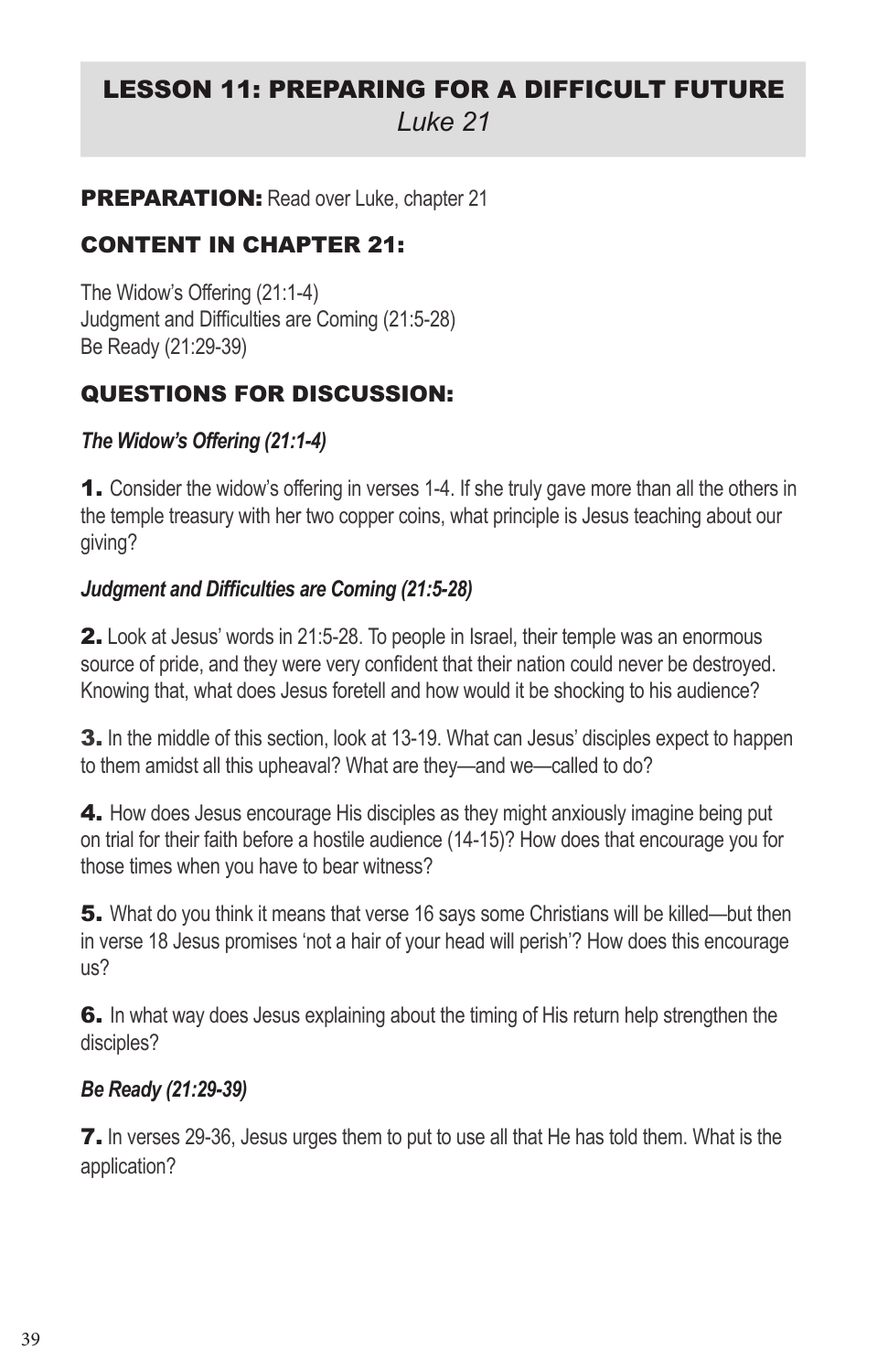# LESSON 11: PREPARING FOR A DIFFICULT FUTURE
*Luke 21*

**PREPARATION:** Read over Luke, chapter 21

## CONTENT IN CHAPTER 21:

The Widow's Offering (21:1-4)
Judgment and Difficulties are Coming (21:5-28)
Be Ready (21:29-39)

## QUESTIONS FOR DISCUSSION:

***The Widow's Offering (21:1-4)***

**1.** Consider the widow's offering in verses 1-4. If she truly gave more than all the others in the temple treasury with her two copper coins, what principle is Jesus teaching about our giving?

***Judgment and Difficulties are Coming (21:5-28)***

**2.** Look at Jesus' words in 21:5-28. To people in Israel, their temple was an enormous source of pride, and they were very confident that their nation could never be destroyed. Knowing that, what does Jesus foretell and how would it be shocking to his audience?

**3.** In the middle of this section, look at 13-19. What can Jesus' disciples expect to happen to them amidst all this upheaval? What are they—and we—called to do?

**4.** How does Jesus encourage His disciples as they might anxiously imagine being put on trial for their faith before a hostile audience (14-15)? How does that encourage you for those times when you have to bear witness?

**5.** What do you think it means that verse 16 says some Christians will be killed—but then in verse 18 Jesus promises 'not a hair of your head will perish'? How does this encourage us?

**6.** In what way does Jesus explaining about the timing of His return help strengthen the disciples?

***Be Ready (21:29-39)***

**7.** In verses 29-36, Jesus urges them to put to use all that He has told them. What is the application?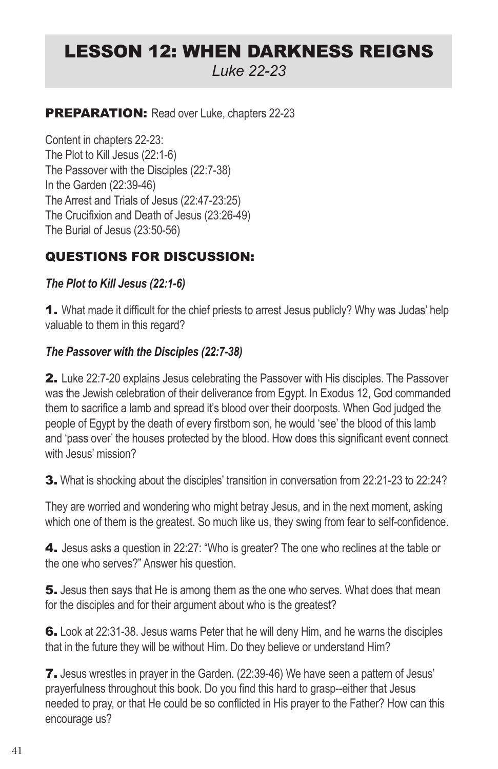# LESSON 12: WHEN DARKNESS REIGNS

*Luke 22-23*

**PREPARATION:** Read over Luke, chapters 22-23

Content in chapters 22-23:
The Plot to Kill Jesus (22:1-6)
The Passover with the Disciples (22:7-38)
In the Garden (22:39-46)
The Arrest and Trials of Jesus (22:47-23:25)
The Crucifixion and Death of Jesus (23:26-49)
The Burial of Jesus (23:50-56)

## QUESTIONS FOR DISCUSSION:

***The Plot to Kill Jesus (22:1-6)***

**1.** What made it difficult for the chief priests to arrest Jesus publicly? Why was Judas' help valuable to them in this regard?

***The Passover with the Disciples (22:7-38)***

**2.** Luke 22:7-20 explains Jesus celebrating the Passover with His disciples. The Passover was the Jewish celebration of their deliverance from Egypt. In Exodus 12, God commanded them to sacrifice a lamb and spread it's blood over their doorposts. When God judged the people of Egypt by the death of every firstborn son, he would 'see' the blood of this lamb and 'pass over' the houses protected by the blood. How does this significant event connect with Jesus' mission?

**3.** What is shocking about the disciples' transition in conversation from 22:21-23 to 22:24?

They are worried and wondering who might betray Jesus, and in the next moment, asking which one of them is the greatest. So much like us, they swing from fear to self-confidence.

**4.** Jesus asks a question in 22:27: "Who is greater? The one who reclines at the table or the one who serves?" Answer his question.

**5.** Jesus then says that He is among them as the one who serves. What does that mean for the disciples and for their argument about who is the greatest?

**6.** Look at 22:31-38. Jesus warns Peter that he will deny Him, and he warns the disciples that in the future they will be without Him. Do they believe or understand Him?

**7.** Jesus wrestles in prayer in the Garden. (22:39-46) We have seen a pattern of Jesus' prayerfulness throughout this book. Do you find this hard to grasp--either that Jesus needed to pray, or that He could be so conflicted in His prayer to the Father? How can this encourage us?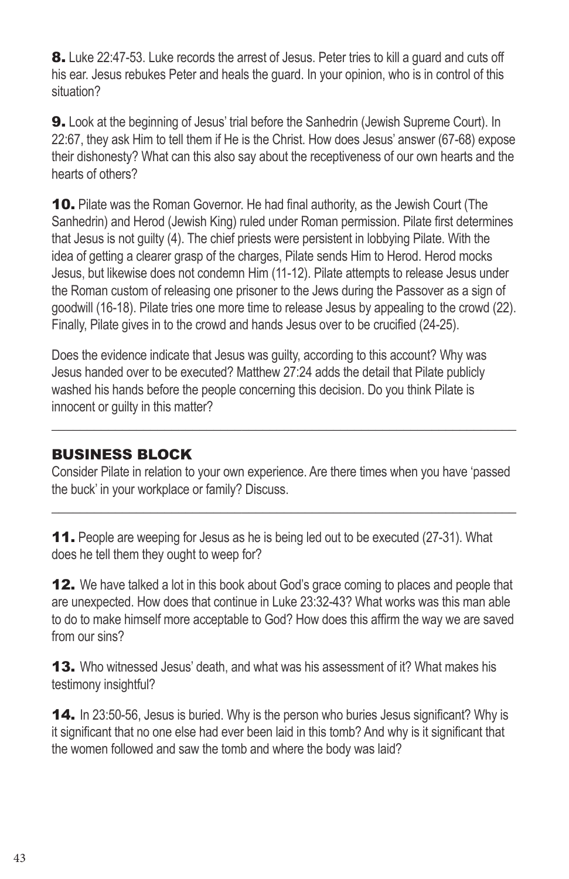**8.** Luke 22:47-53. Luke records the arrest of Jesus. Peter tries to kill a guard and cuts off his ear. Jesus rebukes Peter and heals the guard. In your opinion, who is in control of this situation?

**9.** Look at the beginning of Jesus' trial before the Sanhedrin (Jewish Supreme Court). In 22:67, they ask Him to tell them if He is the Christ. How does Jesus' answer (67-68) expose their dishonesty? What can this also say about the receptiveness of our own hearts and the hearts of others?

**10.** Pilate was the Roman Governor. He had final authority, as the Jewish Court (The Sanhedrin) and Herod (Jewish King) ruled under Roman permission. Pilate first determines that Jesus is not guilty (4). The chief priests were persistent in lobbying Pilate. With the idea of getting a clearer grasp of the charges, Pilate sends Him to Herod. Herod mocks Jesus, but likewise does not condemn Him (11-12). Pilate attempts to release Jesus under the Roman custom of releasing one prisoner to the Jews during the Passover as a sign of goodwill (16-18). Pilate tries one more time to release Jesus by appealing to the crowd (22). Finally, Pilate gives in to the crowd and hands Jesus over to be crucified (24-25).

Does the evidence indicate that Jesus was guilty, according to this account? Why was Jesus handed over to be executed? Matthew 27:24 adds the detail that Pilate publicly washed his hands before the people concerning this decision. Do you think Pilate is innocent or guilty in this matter?

---

## BUSINESS BLOCK

Consider Pilate in relation to your own experience. Are there times when you have 'passed the buck' in your workplace or family? Discuss.

---

**11.** People are weeping for Jesus as he is being led out to be executed (27-31). What does he tell them they ought to weep for?

**12.** We have talked a lot in this book about God's grace coming to places and people that are unexpected. How does that continue in Luke 23:32-43? What works was this man able to do to make himself more acceptable to God? How does this affirm the way we are saved from our sins?

**13.** Who witnessed Jesus' death, and what was his assessment of it? What makes his testimony insightful?

**14.** In 23:50-56, Jesus is buried. Why is the person who buries Jesus significant? Why is it significant that no one else had ever been laid in this tomb? And why is it significant that the women followed and saw the tomb and where the body was laid?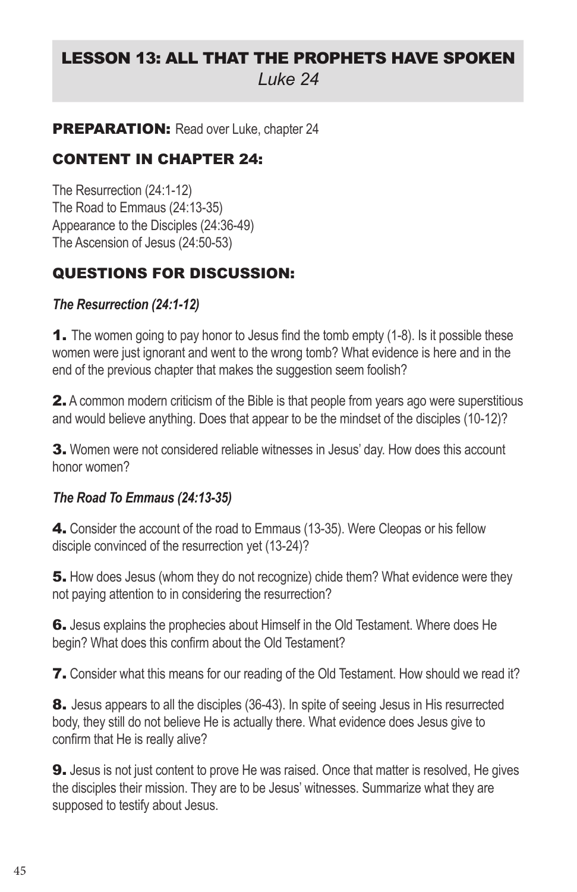# LESSON 13: ALL THAT THE PROPHETS HAVE SPOKEN
*Luke 24*

**PREPARATION:** Read over Luke, chapter 24

## CONTENT IN CHAPTER 24:

The Resurrection (24:1-12)
The Road to Emmaus (24:13-35)
Appearance to the Disciples (24:36-49)
The Ascension of Jesus (24:50-53)

## QUESTIONS FOR DISCUSSION:

### *The Resurrection (24:1-12)*

**1.** The women going to pay honor to Jesus find the tomb empty (1-8). Is it possible these women were just ignorant and went to the wrong tomb? What evidence is here and in the end of the previous chapter that makes the suggestion seem foolish?

**2.** A common modern criticism of the Bible is that people from years ago were superstitious and would believe anything. Does that appear to be the mindset of the disciples (10-12)?

**3.** Women were not considered reliable witnesses in Jesus' day. How does this account honor women?

### *The Road To Emmaus (24:13-35)*

**4.** Consider the account of the road to Emmaus (13-35). Were Cleopas or his fellow disciple convinced of the resurrection yet (13-24)?

**5.** How does Jesus (whom they do not recognize) chide them? What evidence were they not paying attention to in considering the resurrection?

**6.** Jesus explains the prophecies about Himself in the Old Testament. Where does He begin? What does this confirm about the Old Testament?

**7.** Consider what this means for our reading of the Old Testament. How should we read it?

**8.** Jesus appears to all the disciples (36-43). In spite of seeing Jesus in His resurrected body, they still do not believe He is actually there. What evidence does Jesus give to confirm that He is really alive?

**9.** Jesus is not just content to prove He was raised. Once that matter is resolved, He gives the disciples their mission. They are to be Jesus' witnesses. Summarize what they are supposed to testify about Jesus.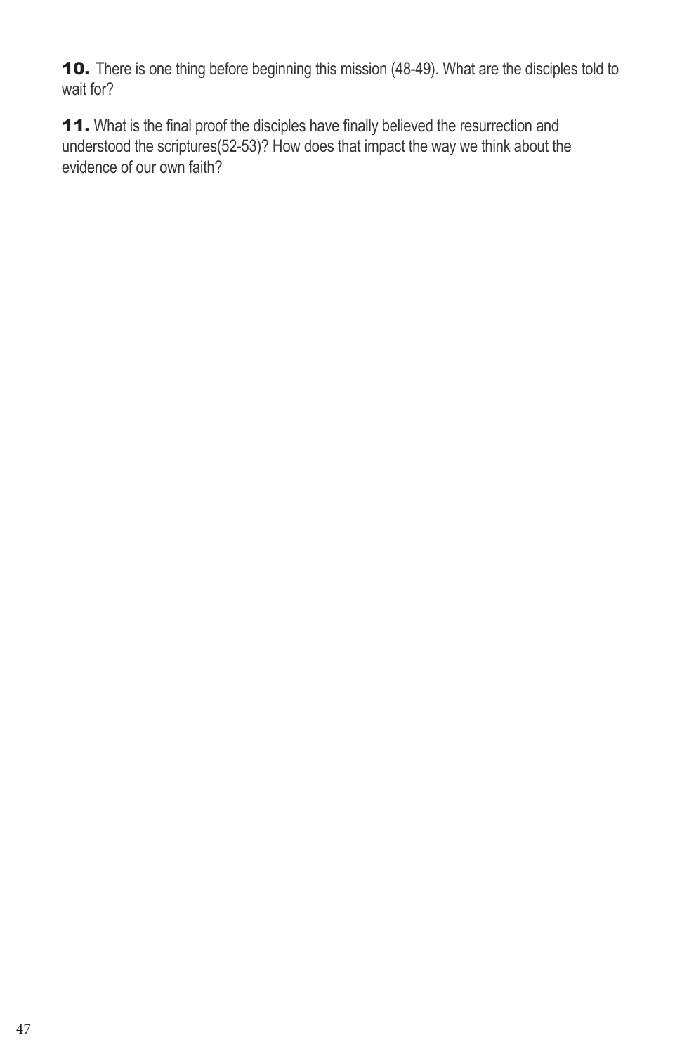**10.** There is one thing before beginning this mission (48-49). What are the disciples told to wait for?

**11.** What is the final proof the disciples have finally believed the resurrection and understood the scriptures(52-53)? How does that impact the way we think about the evidence of our own faith?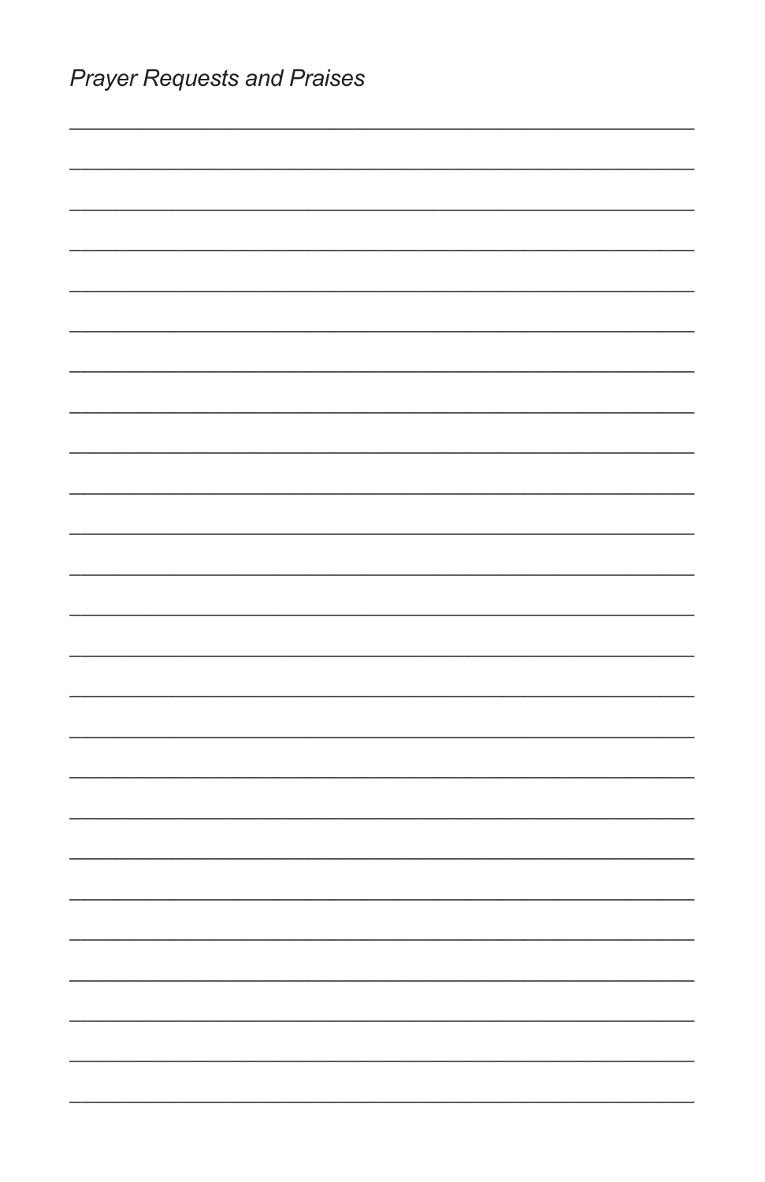*Prayer Requests and Praises*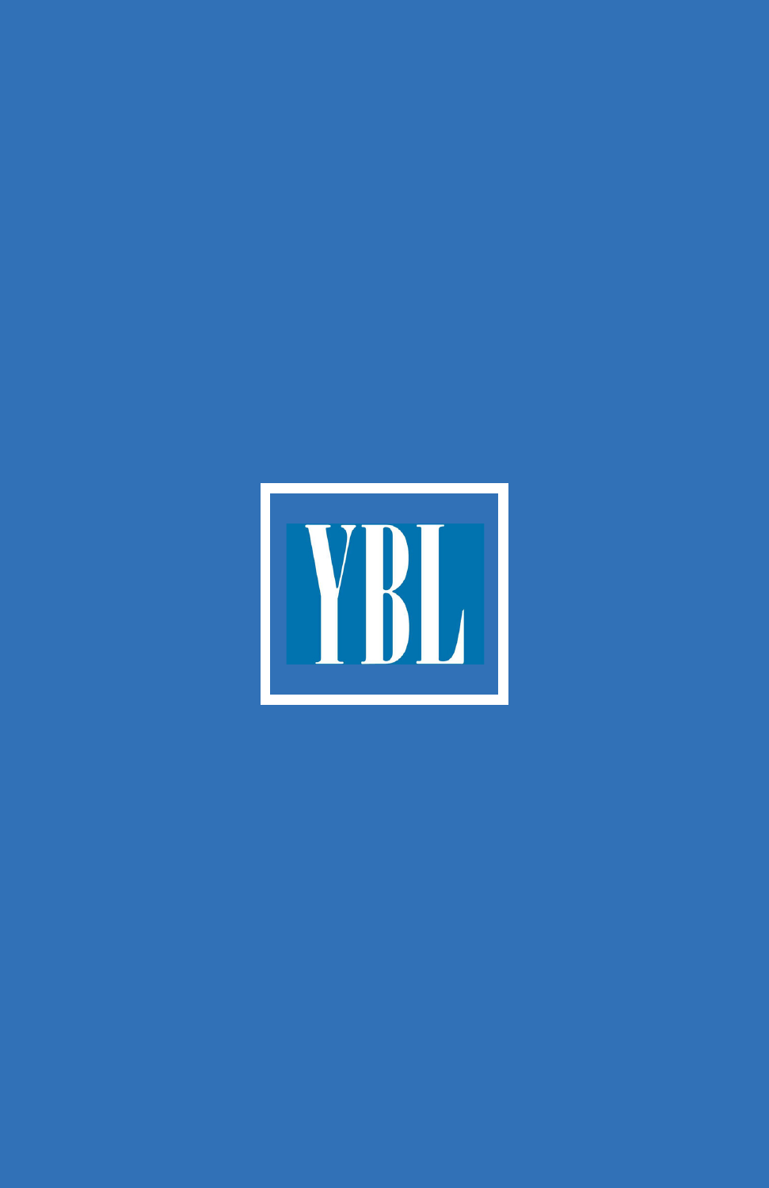YBL